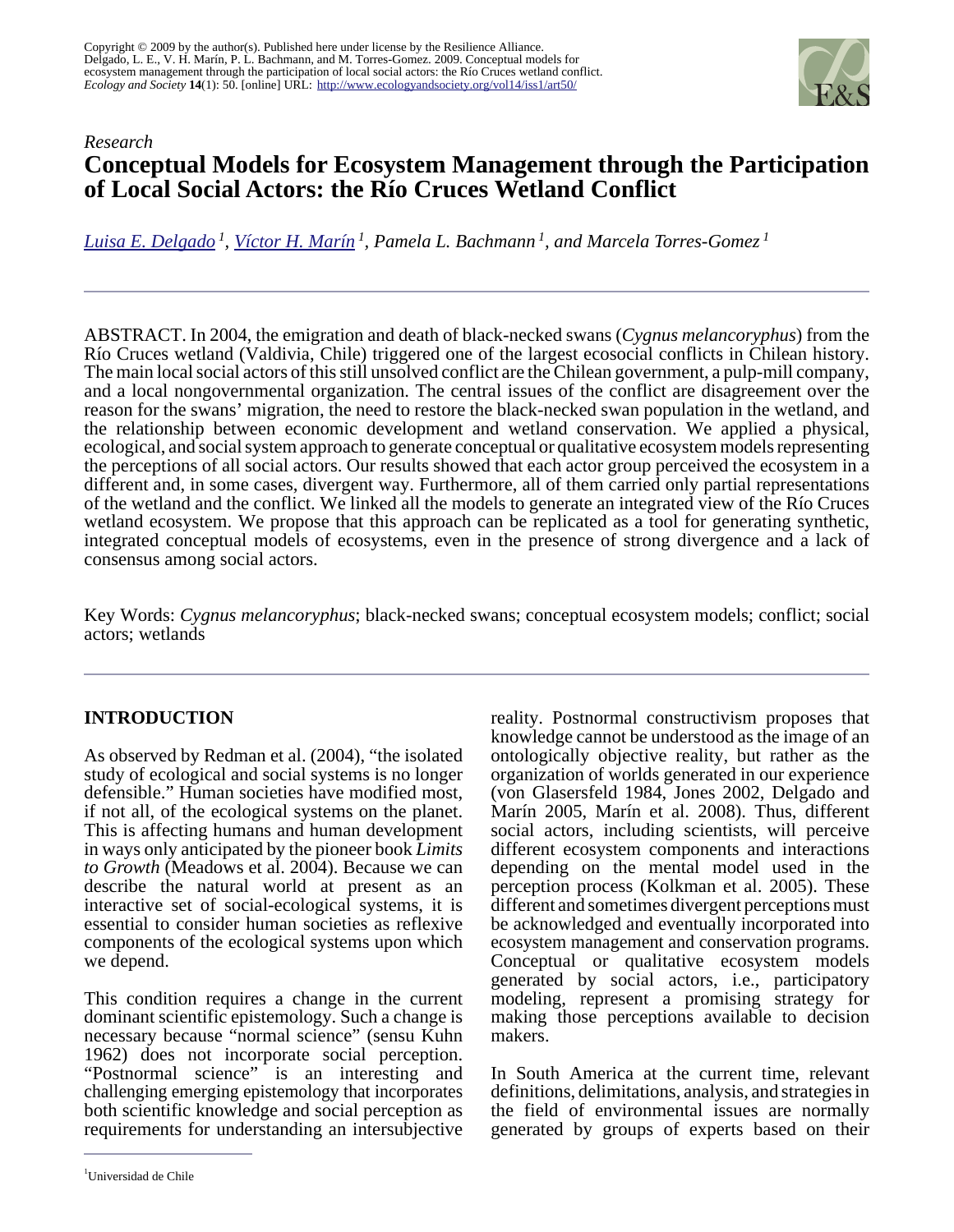Copyright © 2009 by the author(s). Published here under license by the Resilience Alliance.
Delgado, L. E., V. H. Marín, P. L. Bachmann, and M. Torres-Gomez. 2009. Conceptual models for ecosystem management through the participation of local social actors: the Río Cruces wetland conflict. *Ecology and Society* **14**(1): 50. [online] URL: http://www.ecologyandsociety.org/vol14/iss1/art50/

*Research*

# Conceptual Models for Ecosystem Management through the Participation of Local Social Actors: the Río Cruces Wetland Conflict

*Luisa E. Delgado [1], Víctor H. Marín [1], Pamela L. Bachmann [1], and Marcela Torres-Gomez [1]*

ABSTRACT. In 2004, the emigration and death of black-necked swans (*Cygnus melancoryphus*) from the Río Cruces wetland (Valdivia, Chile) triggered one of the largest ecosocial conflicts in Chilean history. The main local social actors of this still unsolved conflict are the Chilean government, a pulp-mill company, and a local nongovernmental organization. The central issues of the conflict are disagreement over the reason for the swans' migration, the need to restore the black-necked swan population in the wetland, and the relationship between economic development and wetland conservation. We applied a physical, ecological, and social system approach to generate conceptual or qualitative ecosystem models representing the perceptions of all social actors. Our results showed that each actor group perceived the ecosystem in a different and, in some cases, divergent way. Furthermore, all of them carried only partial representations of the wetland and the conflict. We linked all the models to generate an integrated view of the Río Cruces wetland ecosystem. We propose that this approach can be replicated as a tool for generating synthetic, integrated conceptual models of ecosystems, even in the presence of strong divergence and a lack of consensus among social actors.

Key Words: *Cygnus melancoryphus*; black-necked swans; conceptual ecosystem models; conflict; social actors; wetlands

## INTRODUCTION

As observed by Redman et al. (2004), "the isolated study of ecological and social systems is no longer defensible." Human societies have modified most, if not all, of the ecological systems on the planet. This is affecting humans and human development in ways only anticipated by the pioneer book *Limits to Growth* (Meadows et al. 2004). Because we can describe the natural world at present as an interactive set of social-ecological systems, it is essential to consider human societies as reflexive components of the ecological systems upon which we depend.

This condition requires a change in the current dominant scientific epistemology. Such a change is necessary because "normal science" (sensu Kuhn 1962) does not incorporate social perception. "Postnormal science" is an interesting and challenging emerging epistemology that incorporates both scientific knowledge and social perception as requirements for understanding an intersubjective reality. Postnormal constructivism proposes that knowledge cannot be understood as the image of an ontologically objective reality, but rather as the organization of worlds generated in our experience (von Glasersfeld 1984, Jones 2002, Delgado and Marín 2005, Marín et al. 2008). Thus, different social actors, including scientists, will perceive different ecosystem components and interactions depending on the mental model used in the perception process (Kolkman et al. 2005). These different and sometimes divergent perceptions must be acknowledged and eventually incorporated into ecosystem management and conservation programs. Conceptual or qualitative ecosystem models generated by social actors, i.e., participatory modeling, represent a promising strategy for making those perceptions available to decision makers.

In South America at the current time, relevant definitions, delimitations, analysis, and strategies in the field of environmental issues are normally generated by groups of experts based on their

[1]Universidad de Chile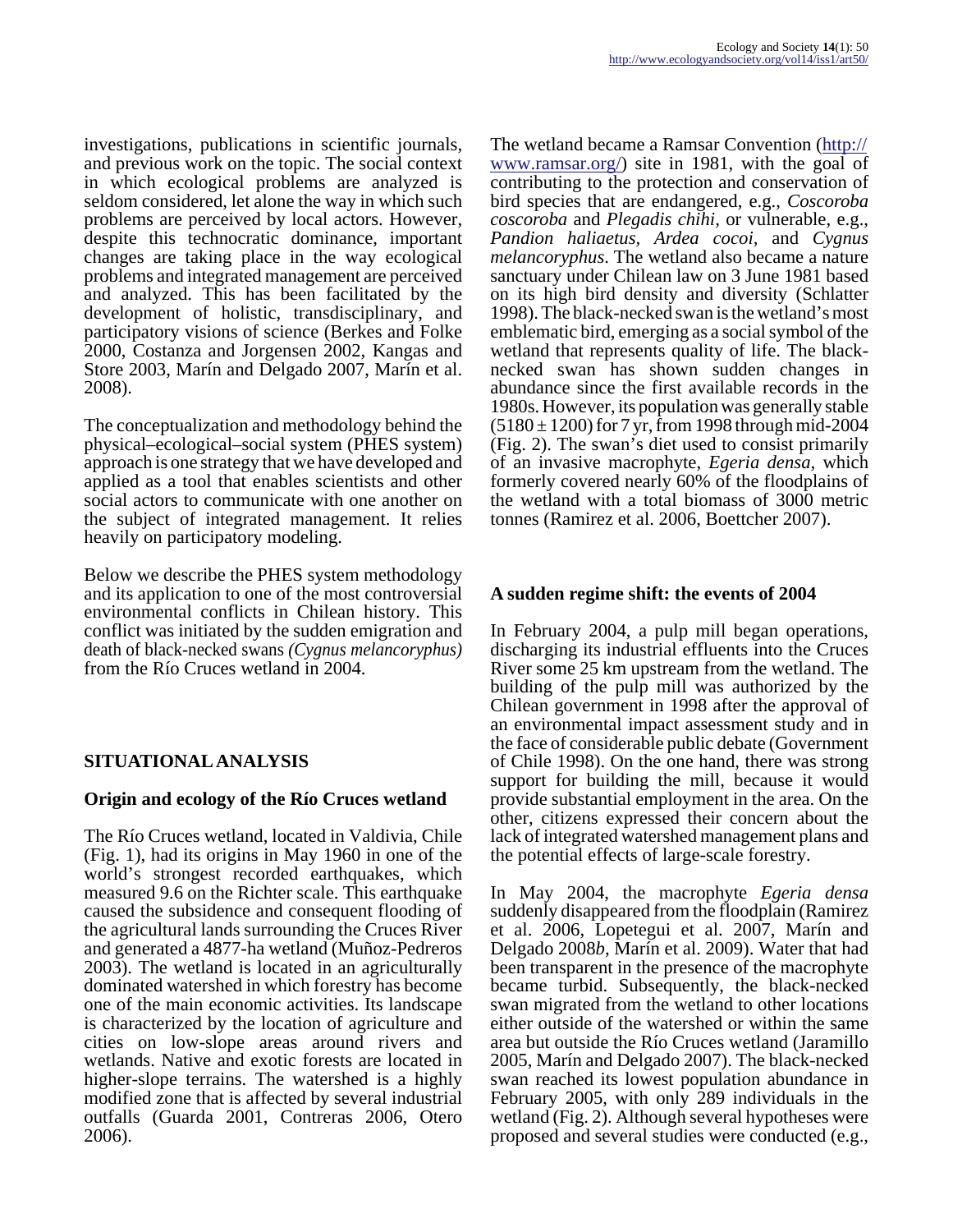investigations, publications in scientific journals, and previous work on the topic. The social context in which ecological problems are analyzed is seldom considered, let alone the way in which such problems are perceived by local actors. However, despite this technocratic dominance, important changes are taking place in the way ecological problems and integrated management are perceived and analyzed. This has been facilitated by the development of holistic, transdisciplinary, and participatory visions of science (Berkes and Folke 2000, Costanza and Jorgensen 2002, Kangas and Store 2003, Marín and Delgado 2007, Marín et al. 2008).

The conceptualization and methodology behind the physical–ecological–social system (PHES system) approach is one strategy that we have developed and applied as a tool that enables scientists and other social actors to communicate with one another on the subject of integrated management. It relies heavily on participatory modeling.

Below we describe the PHES system methodology and its application to one of the most controversial environmental conflicts in Chilean history. This conflict was initiated by the sudden emigration and death of black-necked swans *(Cygnus melancoryphus)* from the Río Cruces wetland in 2004.

## SITUATIONAL ANALYSIS

### Origin and ecology of the Río Cruces wetland

The Río Cruces wetland, located in Valdivia, Chile (Fig. 1), had its origins in May 1960 in one of the world's strongest recorded earthquakes, which measured 9.6 on the Richter scale. This earthquake caused the subsidence and consequent flooding of the agricultural lands surrounding the Cruces River and generated a 4877-ha wetland (Muñoz-Pedreros 2003). The wetland is located in an agriculturally dominated watershed in which forestry has become one of the main economic activities. Its landscape is characterized by the location of agriculture and cities on low-slope areas around rivers and wetlands. Native and exotic forests are located in higher-slope terrains. The watershed is a highly modified zone that is affected by several industrial outfalls (Guarda 2001, Contreras 2006, Otero 2006).

The wetland became a Ramsar Convention (http://www.ramsar.org/) site in 1981, with the goal of contributing to the protection and conservation of bird species that are endangered, e.g., *Coscoroba coscoroba* and *Plegadis chihi*, or vulnerable, e.g., *Pandion haliaetus*, *Ardea cocoi*, and *Cygnus melancoryphus*. The wetland also became a nature sanctuary under Chilean law on 3 June 1981 based on its high bird density and diversity (Schlatter 1998). The black-necked swan is the wetland's most emblematic bird, emerging as a social symbol of the wetland that represents quality of life. The black-necked swan has shown sudden changes in abundance since the first available records in the 1980s. However, its population was generally stable ($5180 \pm 1200$) for 7 yr, from 1998 through mid-2004 (Fig. 2). The swan's diet used to consist primarily of an invasive macrophyte, *Egeria densa*, which formerly covered nearly 60% of the floodplains of the wetland with a total biomass of 3000 metric tonnes (Ramirez et al. 2006, Boettcher 2007).

### A sudden regime shift: the events of 2004

In February 2004, a pulp mill began operations, discharging its industrial effluents into the Cruces River some 25 km upstream from the wetland. The building of the pulp mill was authorized by the Chilean government in 1998 after the approval of an environmental impact assessment study and in the face of considerable public debate (Government of Chile 1998). On the one hand, there was strong support for building the mill, because it would provide substantial employment in the area. On the other, citizens expressed their concern about the lack of integrated watershed management plans and the potential effects of large-scale forestry.

In May 2004, the macrophyte *Egeria densa* suddenly disappeared from the floodplain (Ramirez et al. 2006, Lopetegui et al. 2007, Marín and Delgado 2008*b*, Marín et al. 2009). Water that had been transparent in the presence of the macrophyte became turbid. Subsequently, the black-necked swan migrated from the wetland to other locations either outside of the watershed or within the same area but outside the Río Cruces wetland (Jaramillo 2005, Marín and Delgado 2007). The black-necked swan reached its lowest population abundance in February 2005, with only 289 individuals in the wetland (Fig. 2). Although several hypotheses were proposed and several studies were conducted (e.g.,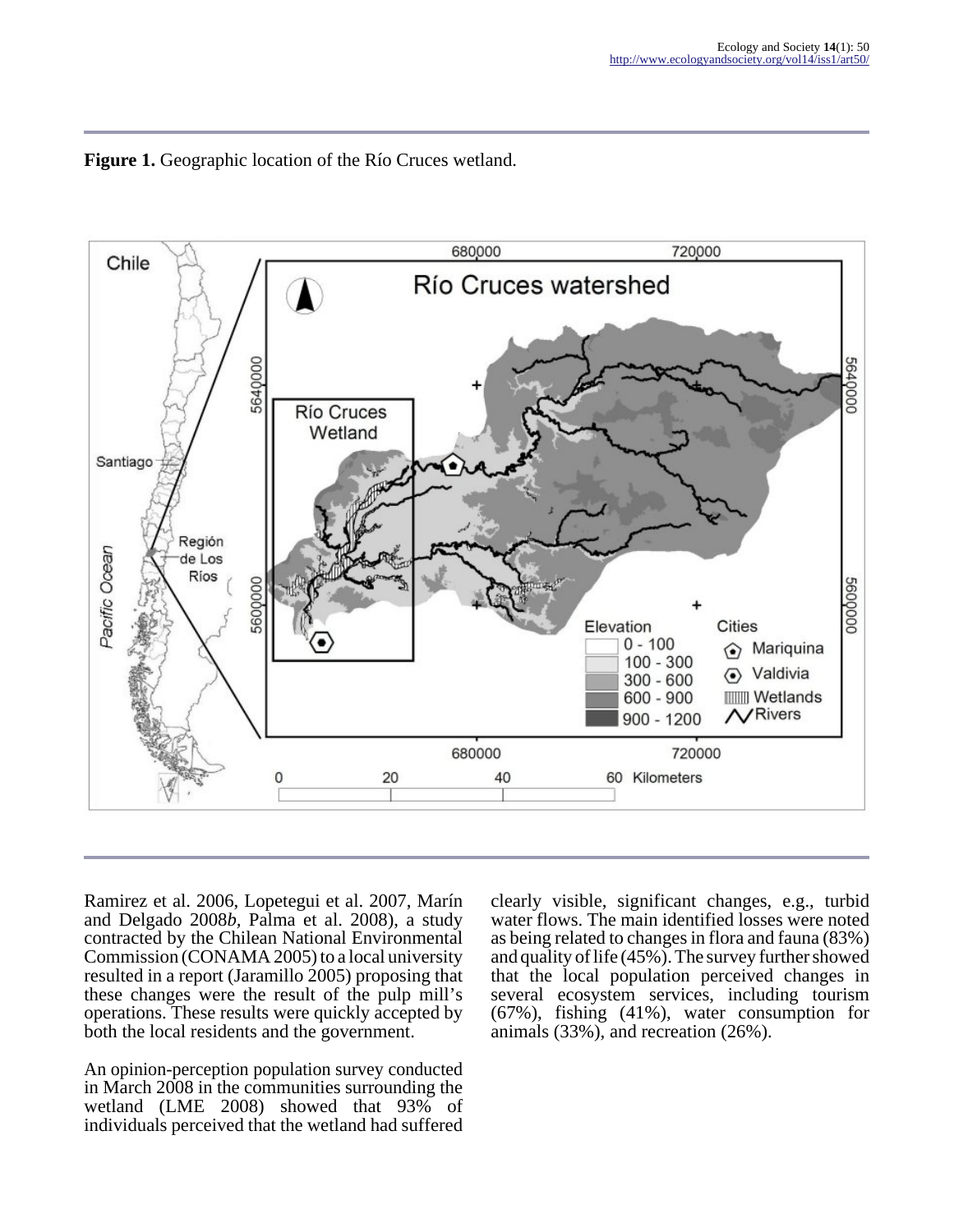**Figure 1.** Geographic location of the Río Cruces wetland.

Ramirez et al. 2006, Lopetegui et al. 2007, Marín and Delgado 2008*b*, Palma et al. 2008), a study contracted by the Chilean National Environmental Commission (CONAMA 2005) to a local university resulted in a report (Jaramillo 2005) proposing that these changes were the result of the pulp mill's operations. These results were quickly accepted by both the local residents and the government.

An opinion-perception population survey conducted in March 2008 in the communities surrounding the wetland (LME 2008) showed that 93% of individuals perceived that the wetland had suffered clearly visible, significant changes, e.g., turbid water flows. The main identified losses were noted as being related to changes in flora and fauna (83%) and quality of life (45%). The survey further showed that the local population perceived changes in several ecosystem services, including tourism (67%), fishing (41%), water consumption for animals (33%), and recreation (26%).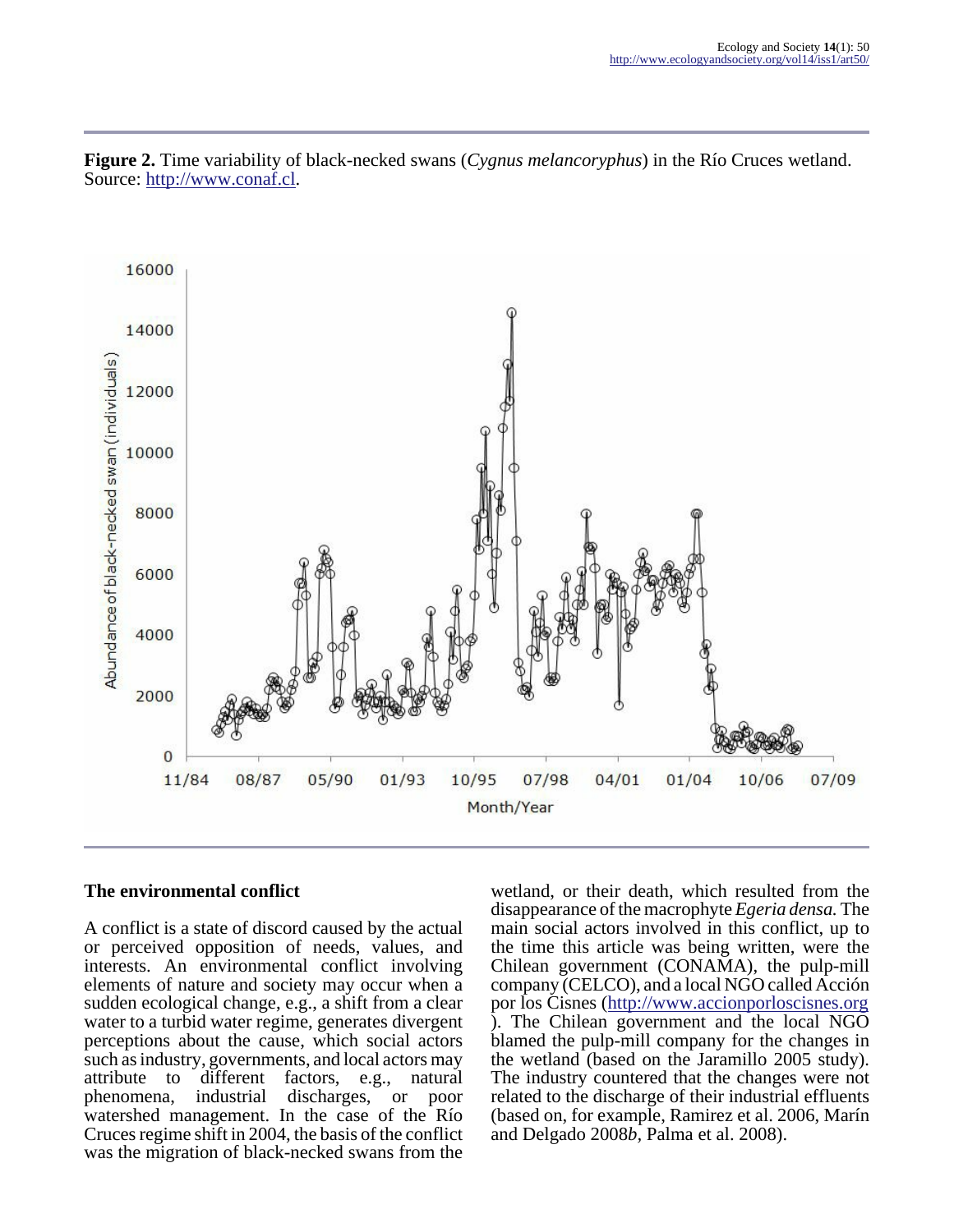**Figure 2.** Time variability of black-necked swans (*Cygnus melancoryphus*) in the Río Cruces wetland. Source: http://www.conaf.cl.

## The environmental conflict

A conflict is a state of discord caused by the actual or perceived opposition of needs, values, and interests. An environmental conflict involving elements of nature and society may occur when a sudden ecological change, e.g., a shift from a clear water to a turbid water regime, generates divergent perceptions about the cause, which social actors such as industry, governments, and local actors may attribute to different factors, e.g., natural phenomena, industrial discharges, or poor watershed management. In the case of the Río Cruces regime shift in 2004, the basis of the conflict was the migration of black-necked swans from the wetland, or their death, which resulted from the disappearance of the macrophyte *Egeria densa.* The main social actors involved in this conflict, up to the time this article was being written, were the Chilean government (CONAMA), the pulp-mill company (CELCO), and a local NGO called Acción por los Cisnes (http://www.accionporloscisnes.org ). The Chilean government and the local NGO blamed the pulp-mill company for the changes in the wetland (based on the Jaramillo 2005 study). The industry countered that the changes were not related to the discharge of their industrial effluents (based on, for example, Ramirez et al. 2006, Marín and Delgado 2008*b*, Palma et al. 2008).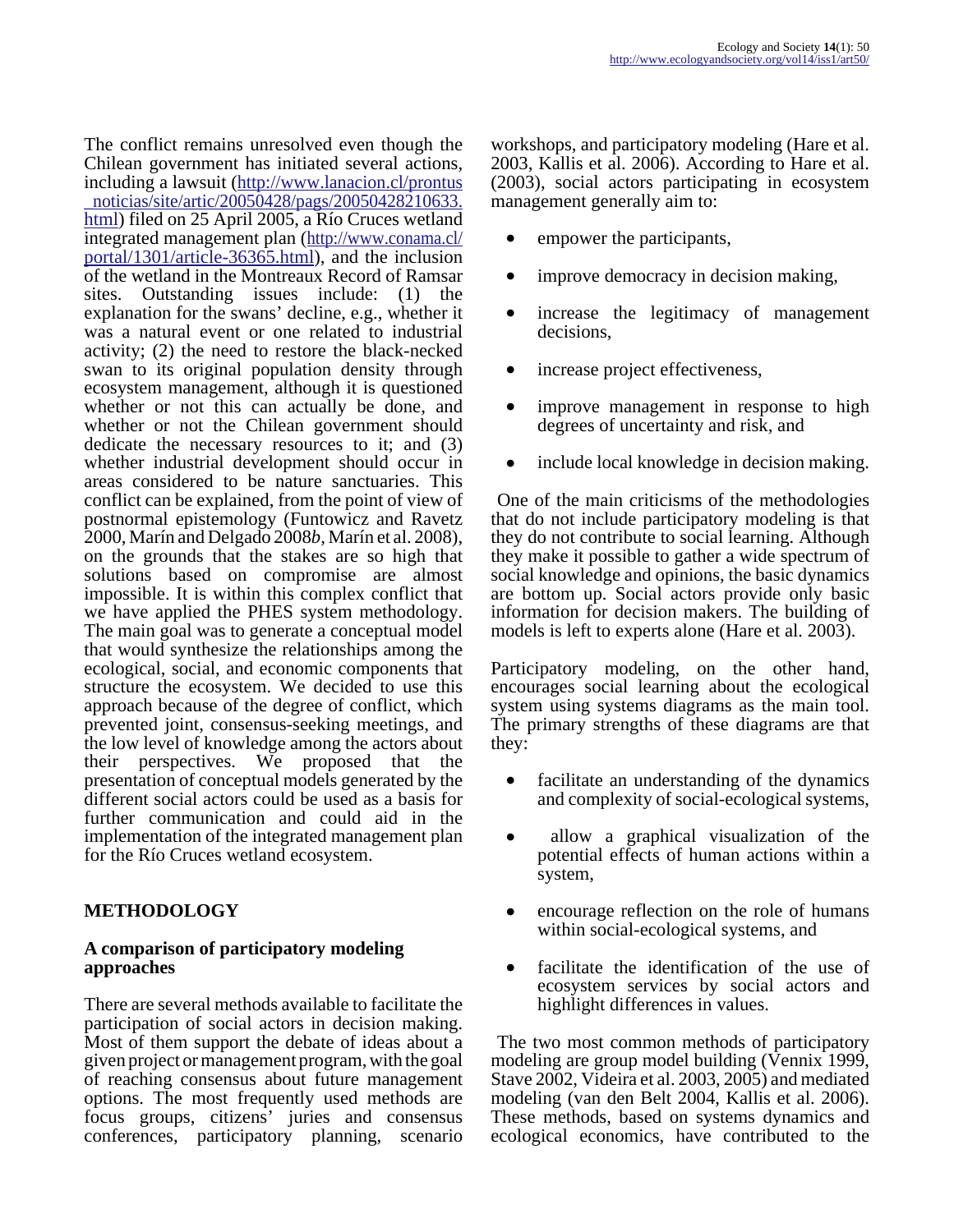The conflict remains unresolved even though the Chilean government has initiated several actions, including a lawsuit (http://www.lanacion.cl/prontus_noticias/site/artic/20050428/pags/20050428210633.html) filed on 25 April 2005, a Río Cruces wetland integrated management plan (http://www.conama.cl/portal/1301/article-36365.html), and the inclusion of the wetland in the Montreaux Record of Ramsar sites. Outstanding issues include: (1) the explanation for the swans' decline, e.g., whether it was a natural event or one related to industrial activity; (2) the need to restore the black-necked swan to its original population density through ecosystem management, although it is questioned whether or not this can actually be done, and whether or not the Chilean government should dedicate the necessary resources to it; and (3) whether industrial development should occur in areas considered to be nature sanctuaries. This conflict can be explained, from the point of view of postnormal epistemology (Funtowicz and Ravetz 2000, Marín and Delgado 2008*b*, Marín et al. 2008), on the grounds that the stakes are so high that solutions based on compromise are almost impossible. It is within this complex conflict that we have applied the PHES system methodology. The main goal was to generate a conceptual model that would synthesize the relationships among the ecological, social, and economic components that structure the ecosystem. We decided to use this approach because of the degree of conflict, which prevented joint, consensus-seeking meetings, and the low level of knowledge among the actors about their perspectives. We proposed that the presentation of conceptual models generated by the different social actors could be used as a basis for further communication and could aid in the implementation of the integrated management plan for the Río Cruces wetland ecosystem.

## METHODOLOGY

### A comparison of participatory modeling approaches

There are several methods available to facilitate the participation of social actors in decision making. Most of them support the debate of ideas about a given project or management program, with the goal of reaching consensus about future management options. The most frequently used methods are focus groups, citizens' juries and consensus conferences, participatory planning, scenario workshops, and participatory modeling (Hare et al. 2003, Kallis et al. 2006). According to Hare et al. (2003), social actors participating in ecosystem management generally aim to:

- empower the participants,
- improve democracy in decision making,
- increase the legitimacy of management decisions,
- increase project effectiveness,
- improve management in response to high degrees of uncertainty and risk, and
- include local knowledge in decision making.

One of the main criticisms of the methodologies that do not include participatory modeling is that they do not contribute to social learning. Although they make it possible to gather a wide spectrum of social knowledge and opinions, the basic dynamics are bottom up. Social actors provide only basic information for decision makers. The building of models is left to experts alone (Hare et al. 2003).

Participatory modeling, on the other hand, encourages social learning about the ecological system using systems diagrams as the main tool. The primary strengths of these diagrams are that they:

- facilitate an understanding of the dynamics and complexity of social-ecological systems,
- allow a graphical visualization of the potential effects of human actions within a system,
- encourage reflection on the role of humans within social-ecological systems, and
- facilitate the identification of the use of ecosystem services by social actors and highlight differences in values.

The two most common methods of participatory modeling are group model building (Vennix 1999, Stave 2002, Videira et al. 2003, 2005) and mediated modeling (van den Belt 2004, Kallis et al. 2006). These methods, based on systems dynamics and ecological economics, have contributed to the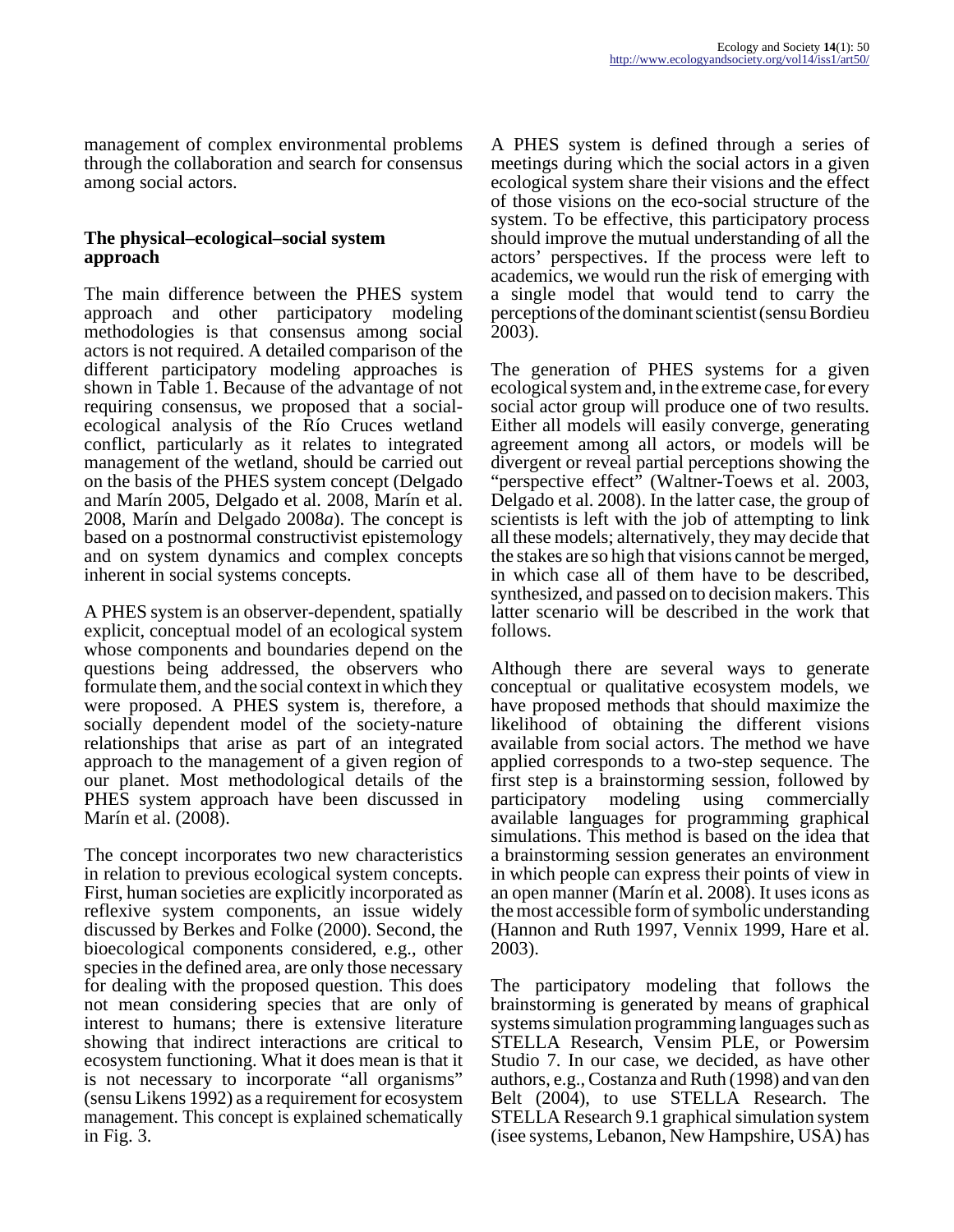management of complex environmental problems through the collaboration and search for consensus among social actors.

### The physical–ecological–social system approach

The main difference between the PHES system approach and other participatory modeling methodologies is that consensus among social actors is not required. A detailed comparison of the different participatory modeling approaches is shown in Table 1. Because of the advantage of not requiring consensus, we proposed that a social-ecological analysis of the Río Cruces wetland conflict, particularly as it relates to integrated management of the wetland, should be carried out on the basis of the PHES system concept (Delgado and Marín 2005, Delgado et al. 2008, Marín et al. 2008, Marín and Delgado 2008*a*). The concept is based on a postnormal constructivist epistemology and on system dynamics and complex concepts inherent in social systems concepts.

A PHES system is an observer-dependent, spatially explicit, conceptual model of an ecological system whose components and boundaries depend on the questions being addressed, the observers who formulate them, and the social context in which they were proposed. A PHES system is, therefore, a socially dependent model of the society-nature relationships that arise as part of an integrated approach to the management of a given region of our planet. Most methodological details of the PHES system approach have been discussed in Marín et al. (2008).

The concept incorporates two new characteristics in relation to previous ecological system concepts. First, human societies are explicitly incorporated as reflexive system components, an issue widely discussed by Berkes and Folke (2000). Second, the bioecological components considered, e.g., other species in the defined area, are only those necessary for dealing with the proposed question. This does not mean considering species that are only of interest to humans; there is extensive literature showing that indirect interactions are critical to ecosystem functioning. What it does mean is that it is not necessary to incorporate "all organisms" (sensu Likens 1992) as a requirement for ecosystem management. This concept is explained schematically in Fig. 3.

A PHES system is defined through a series of meetings during which the social actors in a given ecological system share their visions and the effect of those visions on the eco-social structure of the system. To be effective, this participatory process should improve the mutual understanding of all the actors' perspectives. If the process were left to academics, we would run the risk of emerging with a single model that would tend to carry the perceptions of the dominant scientist (sensu Bordieu 2003).

The generation of PHES systems for a given ecological system and, in the extreme case, for every social actor group will produce one of two results. Either all models will easily converge, generating agreement among all actors, or models will be divergent or reveal partial perceptions showing the "perspective effect" (Waltner-Toews et al. 2003, Delgado et al. 2008). In the latter case, the group of scientists is left with the job of attempting to link all these models; alternatively, they may decide that the stakes are so high that visions cannot be merged, in which case all of them have to be described, synthesized, and passed on to decision makers. This latter scenario will be described in the work that follows.

Although there are several ways to generate conceptual or qualitative ecosystem models, we have proposed methods that should maximize the likelihood of obtaining the different visions available from social actors. The method we have applied corresponds to a two-step sequence. The first step is a brainstorming session, followed by participatory modeling using commercially available languages for programming graphical simulations. This method is based on the idea that a brainstorming session generates an environment in which people can express their points of view in an open manner (Marín et al. 2008). It uses icons as the most accessible form of symbolic understanding (Hannon and Ruth 1997, Vennix 1999, Hare et al. 2003).

The participatory modeling that follows the brainstorming is generated by means of graphical systems simulation programming languages such as STELLA Research, Vensim PLE, or Powersim Studio 7. In our case, we decided, as have other authors, e.g., Costanza and Ruth (1998) and van den Belt (2004), to use STELLA Research. The STELLA Research 9.1 graphical simulation system (isee systems, Lebanon, New Hampshire, USA) has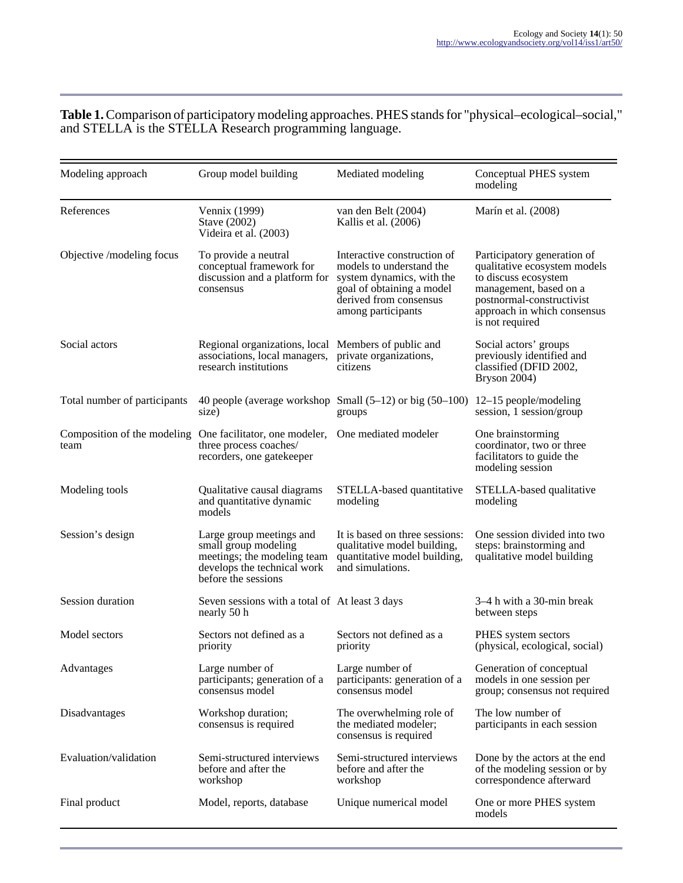**Table 1.** Comparison of participatory modeling approaches. PHES stands for "physical–ecological–social," and STELLA is the STELLA Research programming language.

| Modeling approach | Group model building | Mediated modeling | Conceptual PHES system modeling |
|---|---|---|---|
| References | Vennix (1999) Stave (2002) Videira et al. (2003) | van den Belt (2004) Kallis et al. (2006) | Marín et al. (2008) |
| Objective /modeling focus | To provide a neutral conceptual framework for discussion and a platform for consensus | Interactive construction of models to understand the system dynamics, with the goal of obtaining a model derived from consensus among participants | Participatory generation of qualitative ecosystem models to discuss ecosystem management, based on a postnormal-constructivist approach in which consensus is not required |
| Social actors | Regional organizations, local associations, local managers, research institutions | Members of public and private organizations, citizens | Social actors' groups previously identified and classified (DFID 2002, Bryson 2004) |
| Total number of participants | 40 people (average workshop size) | Small (5–12) or big (50–100) groups | 12–15 people/modeling session, 1 session/group |
| Composition of the modeling team | One facilitator, one modeler, three process coaches/ recorders, one gatekeeper | One mediated modeler | One brainstorming coordinator, two or three facilitators to guide the modeling session |
| Modeling tools | Qualitative causal diagrams and quantitative dynamic models | STELLA-based quantitative modeling | STELLA-based qualitative modeling |
| Session's design | Large group meetings and small group modeling meetings; the modeling team develops the technical work before the sessions | It is based on three sessions: qualitative model building, quantitative model building, and simulations. | One session divided into two steps: brainstorming and qualitative model building |
| Session duration | Seven sessions with a total of nearly 50 h | At least 3 days | 3–4 h with a 30-min break between steps |
| Model sectors | Sectors not defined as a priority | Sectors not defined as a priority | PHES system sectors (physical, ecological, social) |
| Advantages | Large number of participants; generation of a consensus model | Large number of participants: generation of a consensus model | Generation of conceptual models in one session per group; consensus not required |
| Disadvantages | Workshop duration; consensus is required | The overwhelming role of the mediated modeler; consensus is required | The low number of participants in each session |
| Evaluation/validation | Semi-structured interviews before and after the workshop | Semi-structured interviews before and after the workshop | Done by the actors at the end of the modeling session or by correspondence afterward |
| Final product | Model, reports, database | Unique numerical model | One or more PHES system models |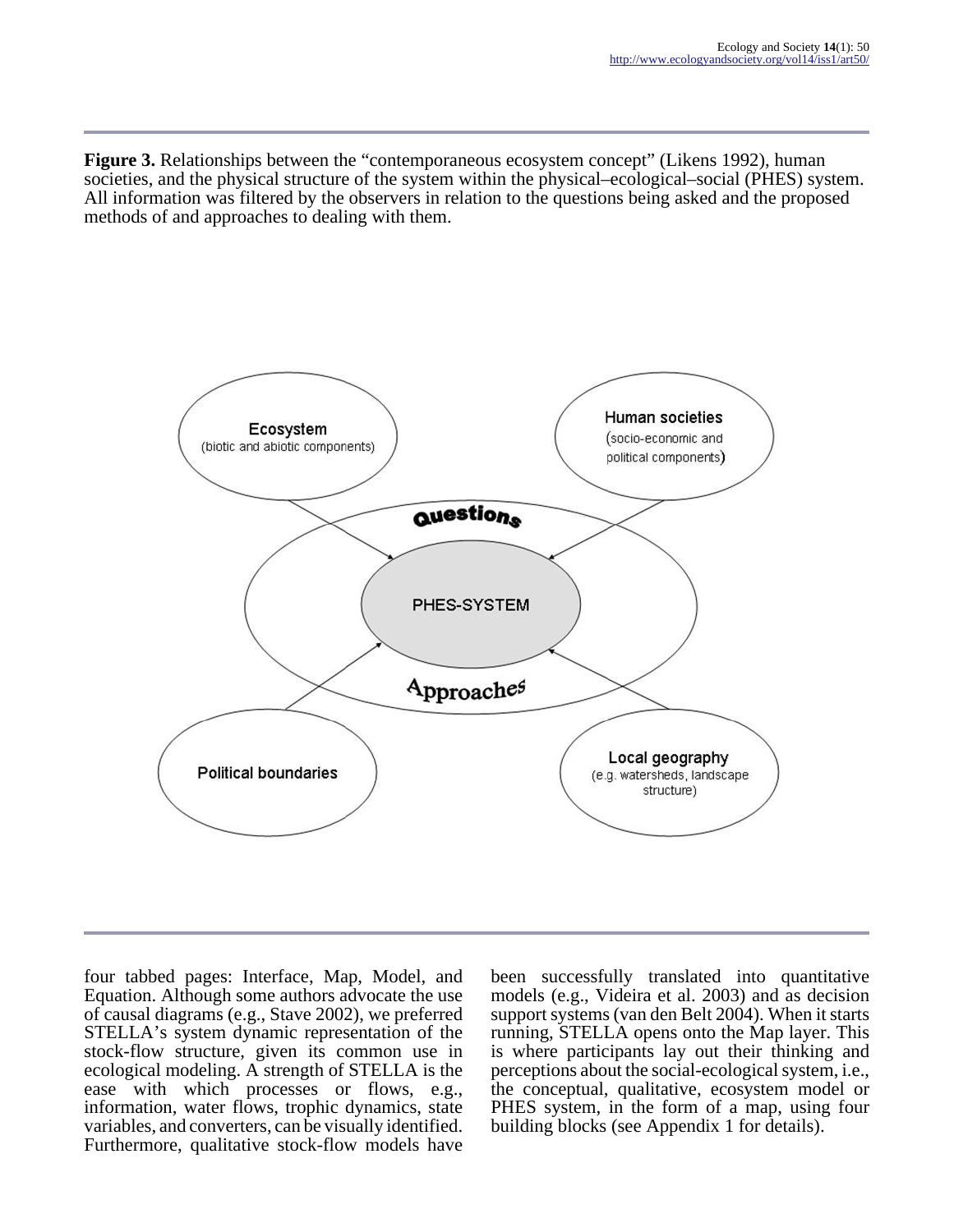**Figure 3.** Relationships between the "contemporaneous ecosystem concept" (Likens 1992), human societies, and the physical structure of the system within the physical–ecological–social (PHES) system. All information was filtered by the observers in relation to the questions being asked and the proposed methods of and approaches to dealing with them.

four tabbed pages: Interface, Map, Model, and Equation. Although some authors advocate the use of causal diagrams (e.g., Stave 2002), we preferred STELLA's system dynamic representation of the stock-flow structure, given its common use in ecological modeling. A strength of STELLA is the ease with which processes or flows, e.g., information, water flows, trophic dynamics, state variables, and converters, can be visually identified. Furthermore, qualitative stock-flow models have been successfully translated into quantitative models (e.g., Videira et al. 2003) and as decision support systems (van den Belt 2004). When it starts running, STELLA opens onto the Map layer. This is where participants lay out their thinking and perceptions about the social-ecological system, i.e., the conceptual, qualitative, ecosystem model or PHES system, in the form of a map, using four building blocks (see Appendix 1 for details).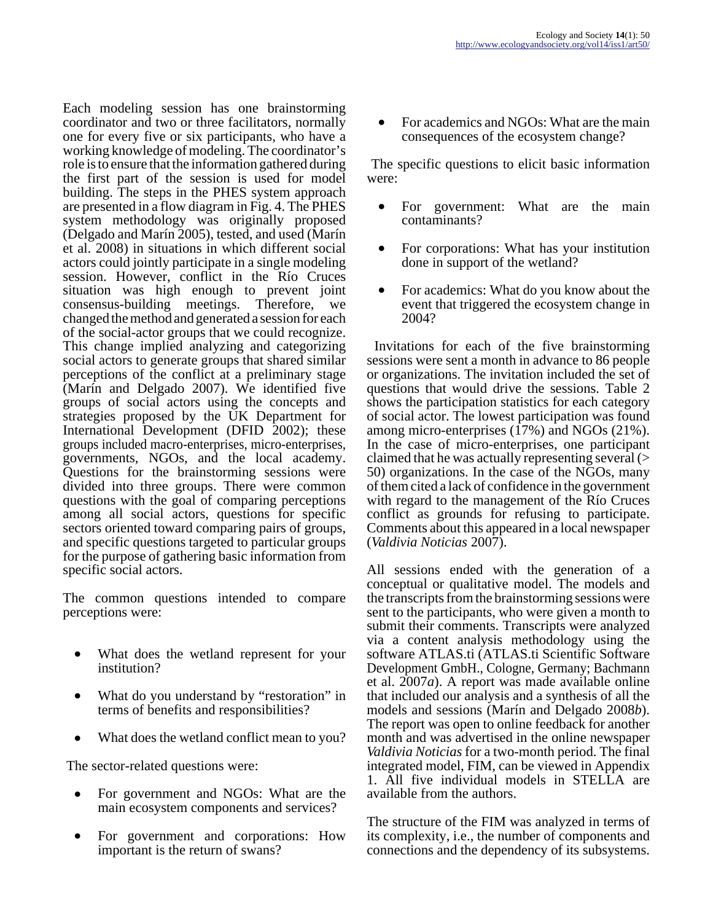Each modeling session has one brainstorming coordinator and two or three facilitators, normally one for every five or six participants, who have a working knowledge of modeling. The coordinator's role is to ensure that the information gathered during the first part of the session is used for model building. The steps in the PHES system approach are presented in a flow diagram in Fig. 4. The PHES system methodology was originally proposed (Delgado and Marín 2005), tested, and used (Marín et al. 2008) in situations in which different social actors could jointly participate in a single modeling session. However, conflict in the Río Cruces situation was high enough to prevent joint consensus-building meetings. Therefore, we changed the method and generated a session for each of the social-actor groups that we could recognize. This change implied analyzing and categorizing social actors to generate groups that shared similar perceptions of the conflict at a preliminary stage (Marín and Delgado 2007). We identified five groups of social actors using the concepts and strategies proposed by the UK Department for International Development (DFID 2002); these groups included macro-enterprises, micro-enterprises, governments, NGOs, and the local academy. Questions for the brainstorming sessions were divided into three groups. There were common questions with the goal of comparing perceptions among all social actors, questions for specific sectors oriented toward comparing pairs of groups, and specific questions targeted to particular groups for the purpose of gathering basic information from specific social actors.

The common questions intended to compare perceptions were:

- What does the wetland represent for your institution?
- What do you understand by "restoration" in terms of benefits and responsibilities?
- What does the wetland conflict mean to you?

The sector-related questions were:

- For government and NGOs: What are the main ecosystem components and services?
- For government and corporations: How important is the return of swans?
- For academics and NGOs: What are the main consequences of the ecosystem change?

The specific questions to elicit basic information were:

- For government: What are the main contaminants?
- For corporations: What has your institution done in support of the wetland?
- For academics: What do you know about the event that triggered the ecosystem change in 2004?

Invitations for each of the five brainstorming sessions were sent a month in advance to 86 people or organizations. The invitation included the set of questions that would drive the sessions. Table 2 shows the participation statistics for each category of social actor. The lowest participation was found among micro-enterprises (17%) and NGOs (21%). In the case of micro-enterprises, one participant claimed that he was actually representing several (> 50) organizations. In the case of the NGOs, many of them cited a lack of confidence in the government with regard to the management of the Río Cruces conflict as grounds for refusing to participate. Comments about this appeared in a local newspaper (*Valdivia Noticias* 2007).

All sessions ended with the generation of a conceptual or qualitative model. The models and the transcripts from the brainstorming sessions were sent to the participants, who were given a month to submit their comments. Transcripts were analyzed via a content analysis methodology using the software ATLAS.ti (ATLAS.ti Scientific Software Development GmbH., Cologne, Germany; Bachmann et al. 2007*a*). A report was made available online that included our analysis and a synthesis of all the models and sessions (Marín and Delgado 2008*b*). The report was open to online feedback for another month and was advertised in the online newspaper *Valdivia Noticias* for a two-month period. The final integrated model, FIM, can be viewed in Appendix 1. All five individual models in STELLA are available from the authors.

The structure of the FIM was analyzed in terms of its complexity, i.e., the number of components and connections and the dependency of its subsystems.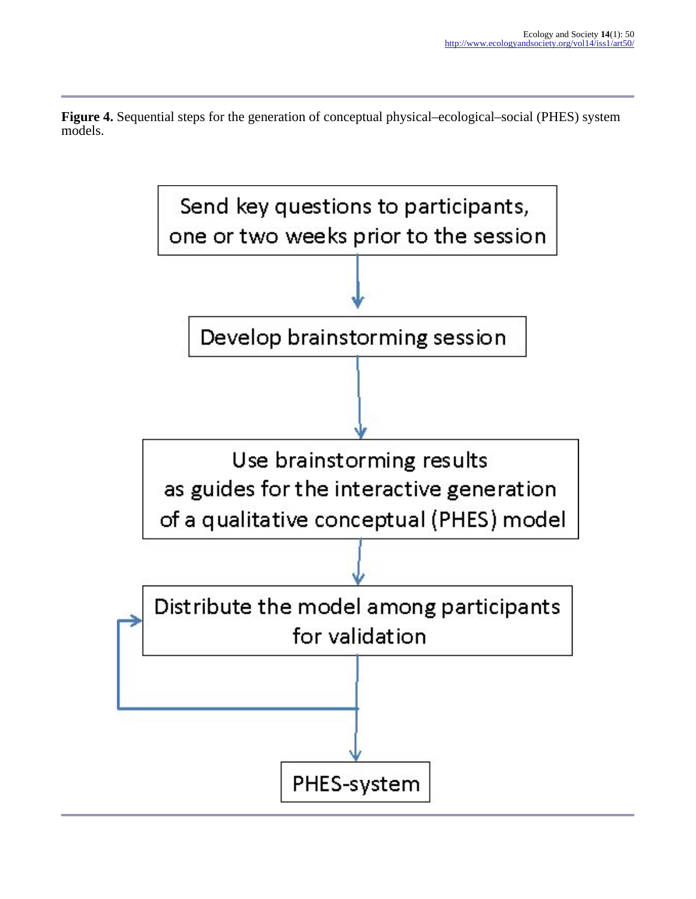**Figure 4.** Sequential steps for the generation of conceptual physical–ecological–social (PHES) system models.

Send key questions to participants, one or two weeks prior to the session

Develop brainstorming session

Use brainstorming results as guides for the interactive generation of a qualitative conceptual (PHES) model

Distribute the model among participants for validation

PHES-system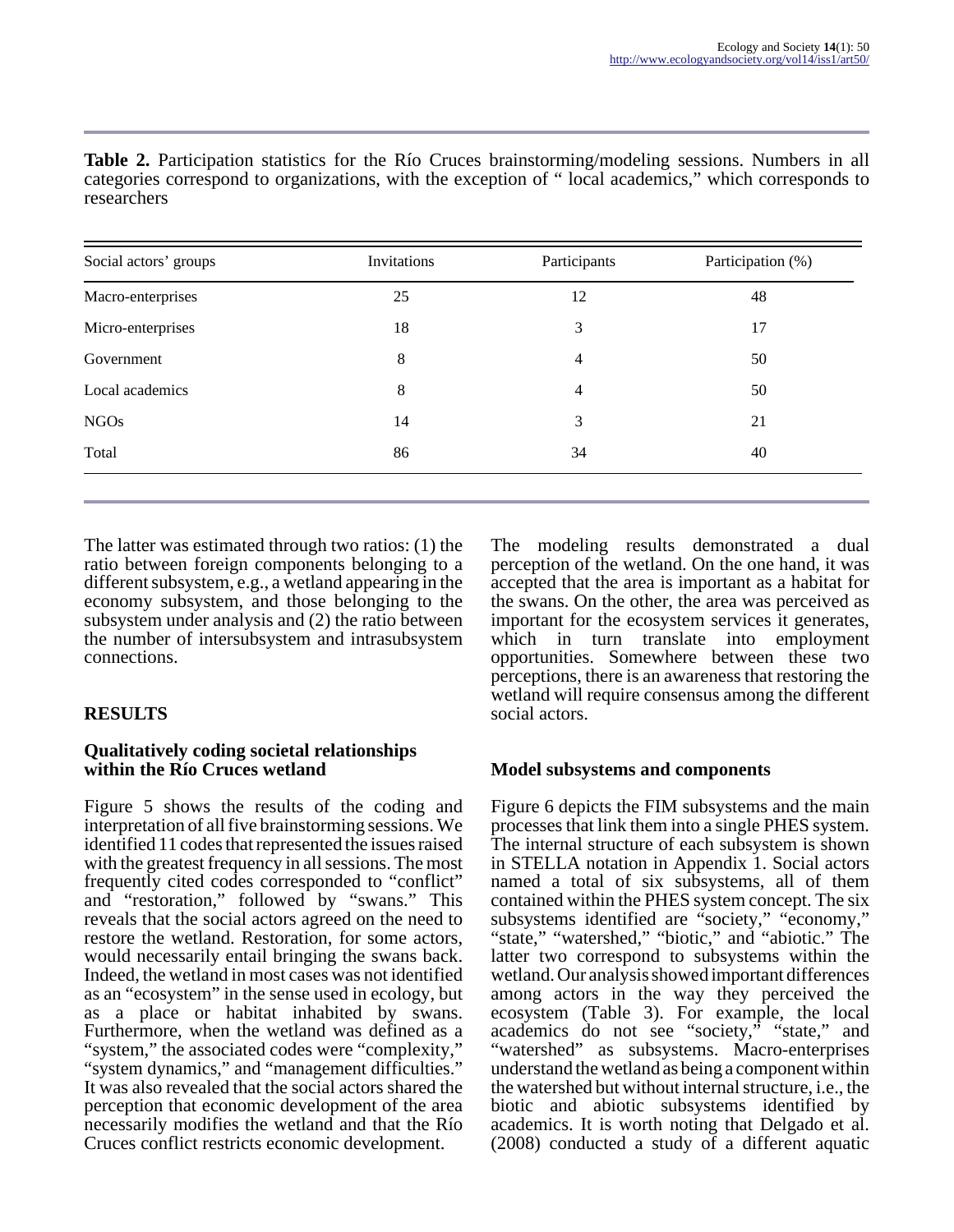**Table 2.** Participation statistics for the Río Cruces brainstorming/modeling sessions. Numbers in all categories correspond to organizations, with the exception of " local academics," which corresponds to researchers

| Social actors' groups | Invitations | Participants | Participation (%) |
|---|---|---|---|
| Macro-enterprises | 25 | 12 | 48 |
| Micro-enterprises | 18 | 3 | 17 |
| Government | 8 | 4 | 50 |
| Local academics | 8 | 4 | 50 |
| NGOs | 14 | 3 | 21 |
| Total | 86 | 34 | 40 |

The latter was estimated through two ratios: (1) the ratio between foreign components belonging to a different subsystem, e.g., a wetland appearing in the economy subsystem, and those belonging to the subsystem under analysis and (2) the ratio between the number of intersubsystem and intrasubsystem connections.

## RESULTS

### Qualitatively coding societal relationships within the Río Cruces wetland

Figure 5 shows the results of the coding and interpretation of all five brainstorming sessions. We identified 11 codes that represented the issues raised with the greatest frequency in all sessions. The most frequently cited codes corresponded to "conflict" and "restoration," followed by "swans." This reveals that the social actors agreed on the need to restore the wetland. Restoration, for some actors, would necessarily entail bringing the swans back. Indeed, the wetland in most cases was not identified as an "ecosystem" in the sense used in ecology, but as a place or habitat inhabited by swans. Furthermore, when the wetland was defined as a "system," the associated codes were "complexity," "system dynamics," and "management difficulties." It was also revealed that the social actors shared the perception that economic development of the area necessarily modifies the wetland and that the Río Cruces conflict restricts economic development.

The modeling results demonstrated a dual perception of the wetland. On the one hand, it was accepted that the area is important as a habitat for the swans. On the other, the area was perceived as important for the ecosystem services it generates, which in turn translate into employment opportunities. Somewhere between these two perceptions, there is an awareness that restoring the wetland will require consensus among the different social actors.

### Model subsystems and components

Figure 6 depicts the FIM subsystems and the main processes that link them into a single PHES system. The internal structure of each subsystem is shown in STELLA notation in Appendix 1. Social actors named a total of six subsystems, all of them contained within the PHES system concept. The six subsystems identified are "society," "economy," "state," "watershed," "biotic," and "abiotic." The latter two correspond to subsystems within the wetland. Our analysis showed important differences among actors in the way they perceived the ecosystem (Table 3). For example, the local academics do not see "society," "state," and "watershed" as subsystems. Macro-enterprises understand the wetland as being a component within the watershed but without internal structure, i.e., the biotic and abiotic subsystems identified by academics. It is worth noting that Delgado et al. (2008) conducted a study of a different aquatic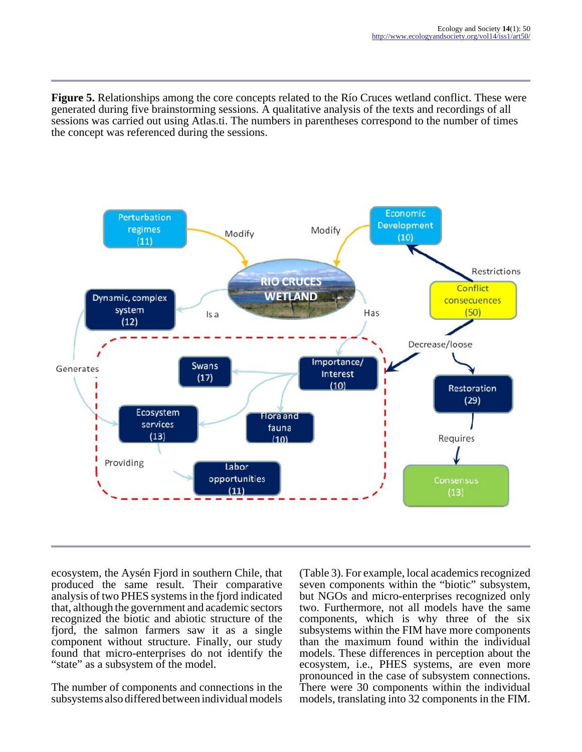**Figure 5.** Relationships among the core concepts related to the Río Cruces wetland conflict. These were generated during five brainstorming sessions. A qualitative analysis of the texts and recordings of all sessions was carried out using Atlas.ti. The numbers in parentheses correspond to the number of times the concept was referenced during the sessions.

ecosystem, the Aysén Fjord in southern Chile, that produced the same result. Their comparative analysis of two PHES systems in the fjord indicated that, although the government and academic sectors recognized the biotic and abiotic structure of the fjord, the salmon farmers saw it as a single component without structure. Finally, our study found that micro-enterprises do not identify the "state" as a subsystem of the model.

The number of components and connections in the subsystems also differed between individual models (Table 3). For example, local academics recognized seven components within the "biotic" subsystem, but NGOs and micro-enterprises recognized only two. Furthermore, not all models have the same components, which is why three of the six subsystems within the FIM have more components than the maximum found within the individual models. These differences in perception about the ecosystem, i.e., PHES systems, are even more pronounced in the case of subsystem connections. There were 30 components within the individual models, translating into 32 components in the FIM.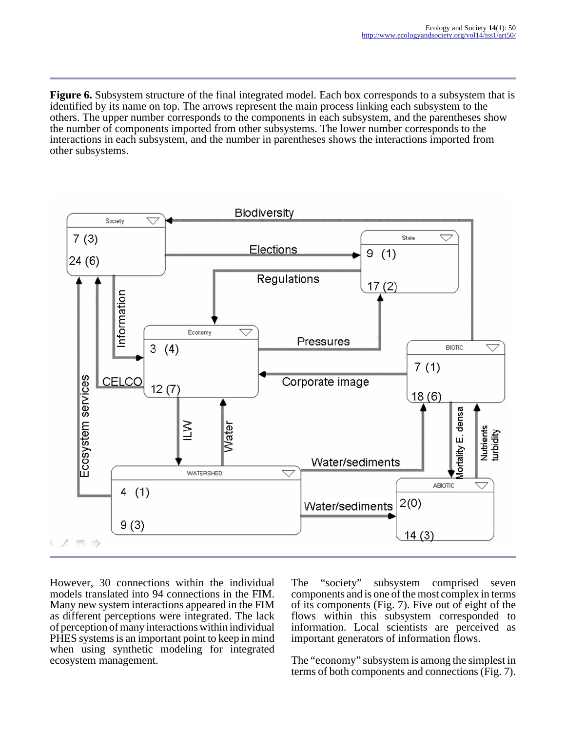**Figure 6.** Subsystem structure of the final integrated model. Each box corresponds to a subsystem that is identified by its name on top. The arrows represent the main process linking each subsystem to the others. The upper number corresponds to the components in each subsystem, and the parentheses show the number of components imported from other subsystems. The lower number corresponds to the interactions in each subsystem, and the number in parentheses shows the interactions imported from other subsystems.

However, 30 connections within the individual models translated into 94 connections in the FIM. Many new system interactions appeared in the FIM as different perceptions were integrated. The lack of perception of many interactions within individual PHES systems is an important point to keep in mind when using synthetic modeling for integrated ecosystem management.

The "society" subsystem comprised seven components and is one of the most complex in terms of its components (Fig. 7). Five out of eight of the flows within this subsystem corresponded to information. Local scientists are perceived as important generators of information flows.

The "economy" subsystem is among the simplest in terms of both components and connections (Fig. 7).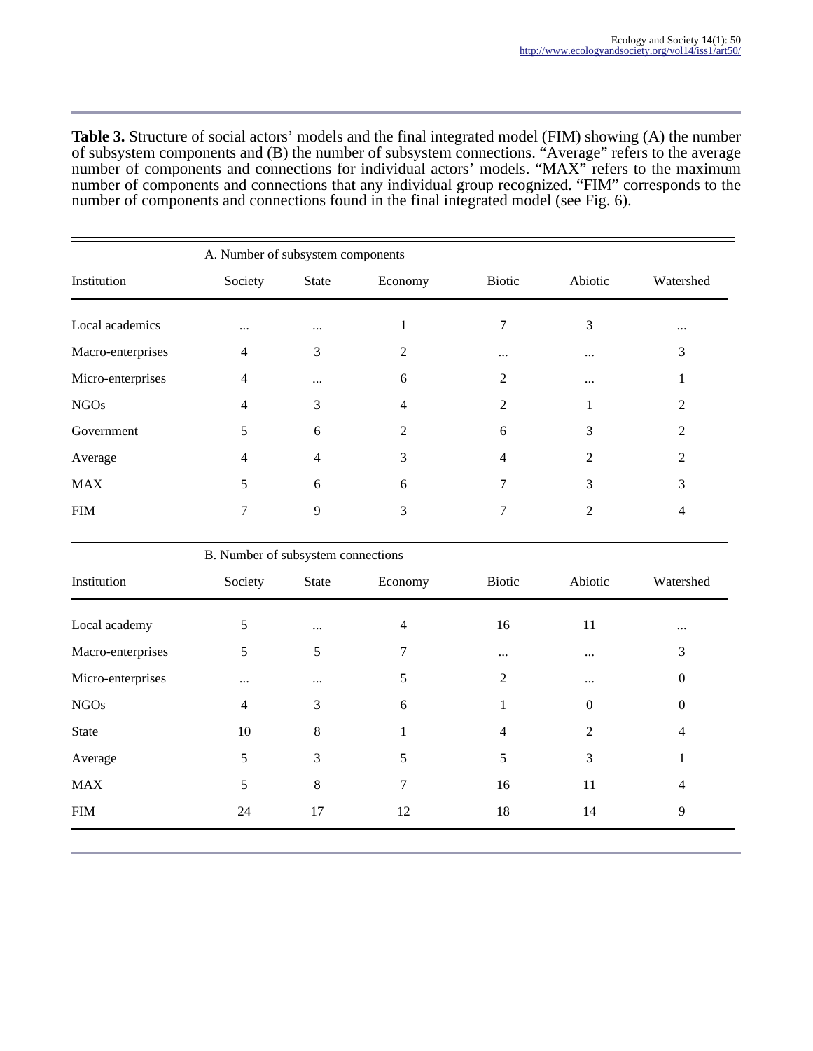**Table 3.** Structure of social actors' models and the final integrated model (FIM) showing (A) the number of subsystem components and (B) the number of subsystem connections. "Average" refers to the average number of components and connections for individual actors' models. "MAX" refers to the maximum number of components and connections that any individual group recognized. "FIM" corresponds to the number of components and connections found in the final integrated model (see Fig. 6).

| | A. Number of subsystem components | | | | | |
|---|---|---|---|---|---|---|
| Institution | Society | State | Economy | Biotic | Abiotic | Watershed |
| Local academics | ... | ... | 1 | 7 | 3 | ... |
| Macro-enterprises | 4 | 3 | 2 | ... | ... | 3 |
| Micro-enterprises | 4 | ... | 6 | 2 | ... | 1 |
| NGOs | 4 | 3 | 4 | 2 | 1 | 2 |
| Government | 5 | 6 | 2 | 6 | 3 | 2 |
| Average | 4 | 4 | 3 | 4 | 2 | 2 |
| MAX | 5 | 6 | 6 | 7 | 3 | 3 |
| FIM | 7 | 9 | 3 | 7 | 2 | 4 |

| | B. Number of subsystem connections | | | | | |
|---|---|---|---|---|---|---|
| Institution | Society | State | Economy | Biotic | Abiotic | Watershed |
| Local academy | 5 | ... | 4 | 16 | 11 | ... |
| Macro-enterprises | 5 | 5 | 7 | ... | ... | 3 |
| Micro-enterprises | ... | ... | 5 | 2 | ... | 0 |
| NGOs | 4 | 3 | 6 | 1 | 0 | 0 |
| State | 10 | 8 | 1 | 4 | 2 | 4 |
| Average | 5 | 3 | 5 | 5 | 3 | 1 |
| MAX | 5 | 8 | 7 | 16 | 11 | 4 |
| FIM | 24 | 17 | 12 | 18 | 14 | 9 |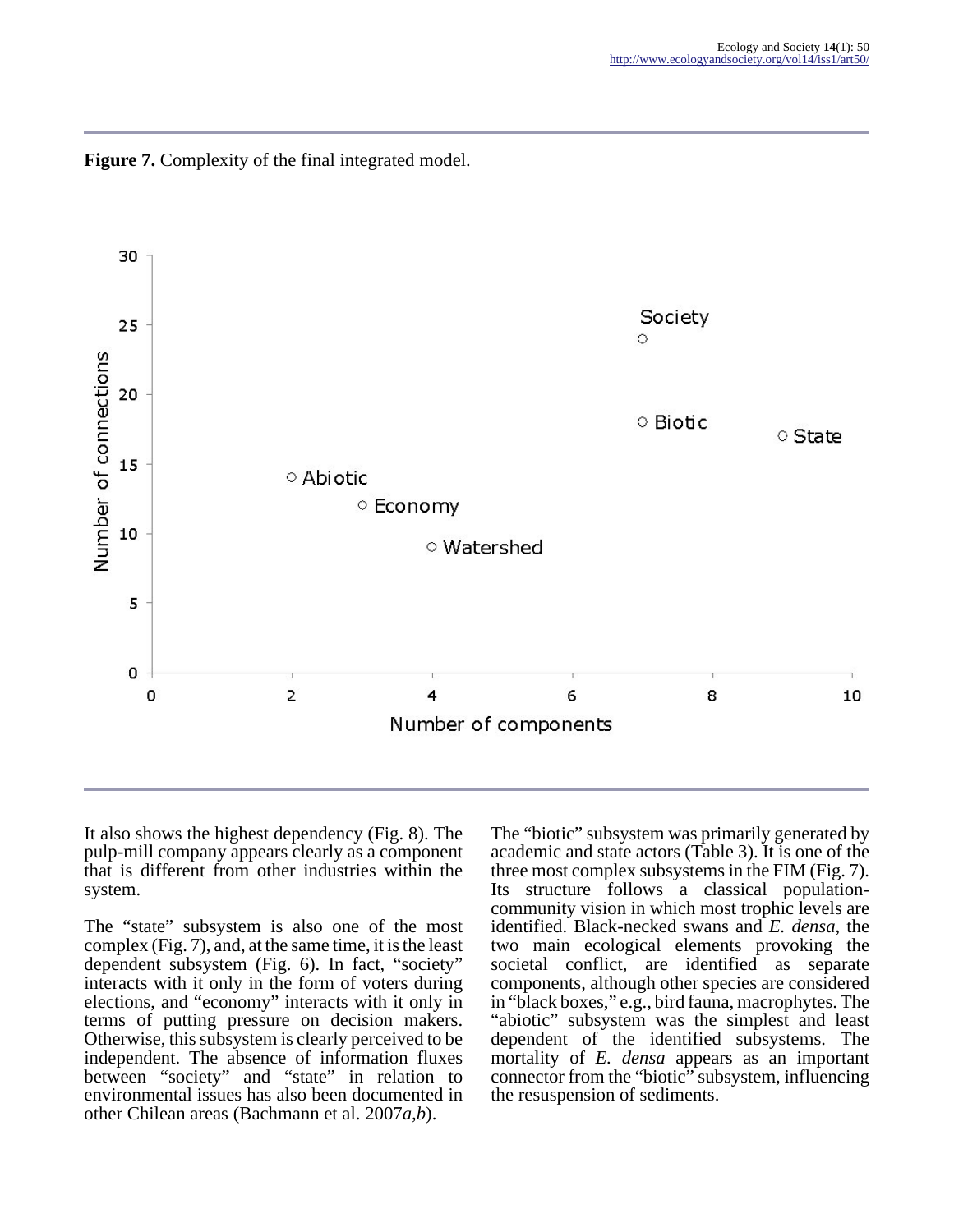**Figure 7.** Complexity of the final integrated model.

It also shows the highest dependency (Fig. 8). The pulp-mill company appears clearly as a component that is different from other industries within the system.

The "state" subsystem is also one of the most complex (Fig. 7), and, at the same time, it is the least dependent subsystem (Fig. 6). In fact, "society" interacts with it only in the form of voters during elections, and "economy" interacts with it only in terms of putting pressure on decision makers. Otherwise, this subsystem is clearly perceived to be independent. The absence of information fluxes between "society" and "state" in relation to environmental issues has also been documented in other Chilean areas (Bachmann et al. 2007*a,b*).

The "biotic" subsystem was primarily generated by academic and state actors (Table 3). It is one of the three most complex subsystems in the FIM (Fig. 7). Its structure follows a classical population-community vision in which most trophic levels are identified. Black-necked swans and *E. densa*, the two main ecological elements provoking the societal conflict, are identified as separate components, although other species are considered in "black boxes," e.g., bird fauna, macrophytes. The "abiotic" subsystem was the simplest and least dependent of the identified subsystems. The mortality of *E. densa* appears as an important connector from the "biotic" subsystem, influencing the resuspension of sediments.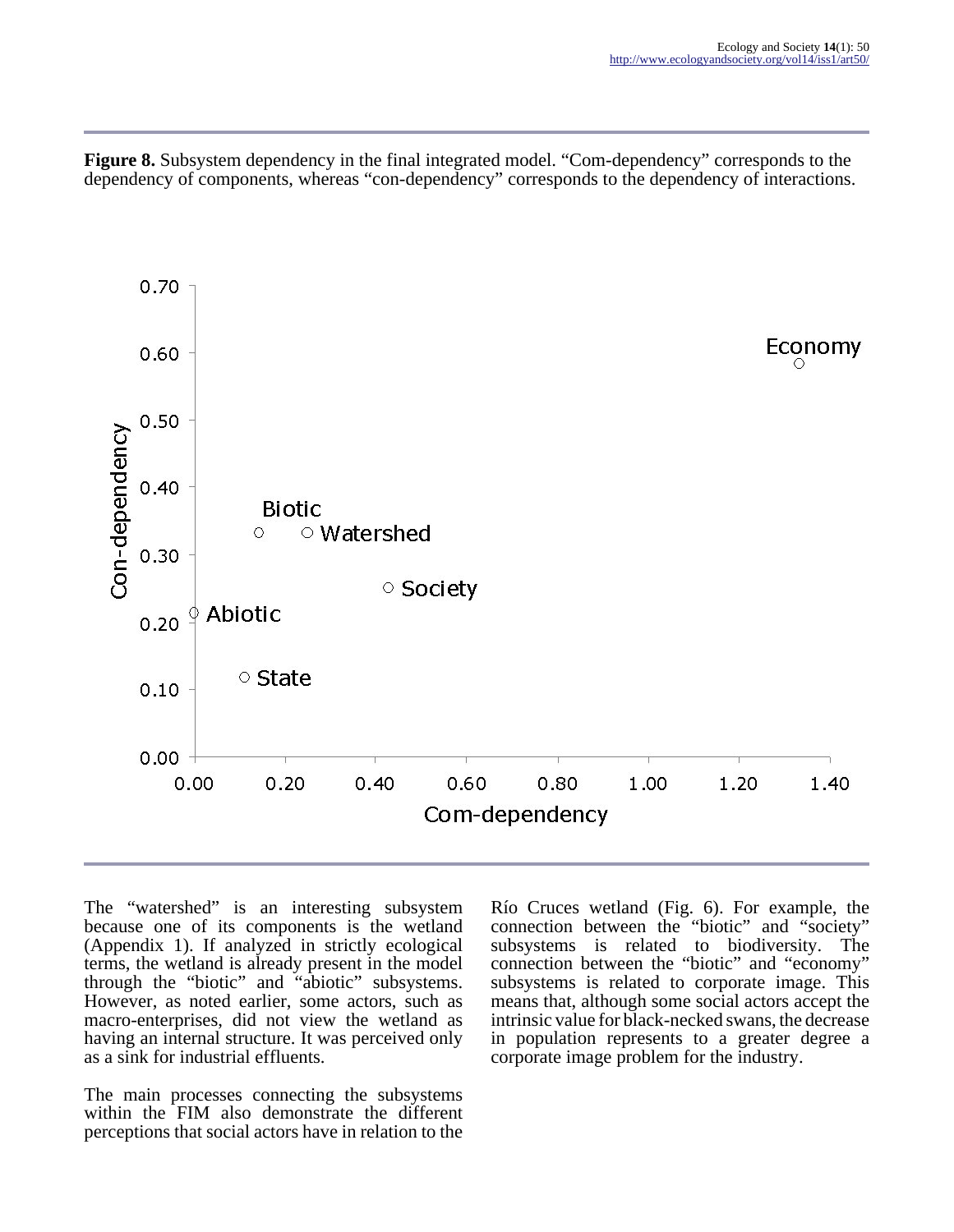**Figure 8.** Subsystem dependency in the final integrated model. "Com-dependency" corresponds to the dependency of components, whereas "con-dependency" corresponds to the dependency of interactions.

The "watershed" is an interesting subsystem because one of its components is the wetland (Appendix 1). If analyzed in strictly ecological terms, the wetland is already present in the model through the "biotic" and "abiotic" subsystems. However, as noted earlier, some actors, such as macro-enterprises, did not view the wetland as having an internal structure. It was perceived only as a sink for industrial effluents.

The main processes connecting the subsystems within the FIM also demonstrate the different perceptions that social actors have in relation to the Río Cruces wetland (Fig. 6). For example, the connection between the "biotic" and "society" subsystems is related to biodiversity. The connection between the "biotic" and "economy" subsystems is related to corporate image. This means that, although some social actors accept the intrinsic value for black-necked swans, the decrease in population represents to a greater degree a corporate image problem for the industry.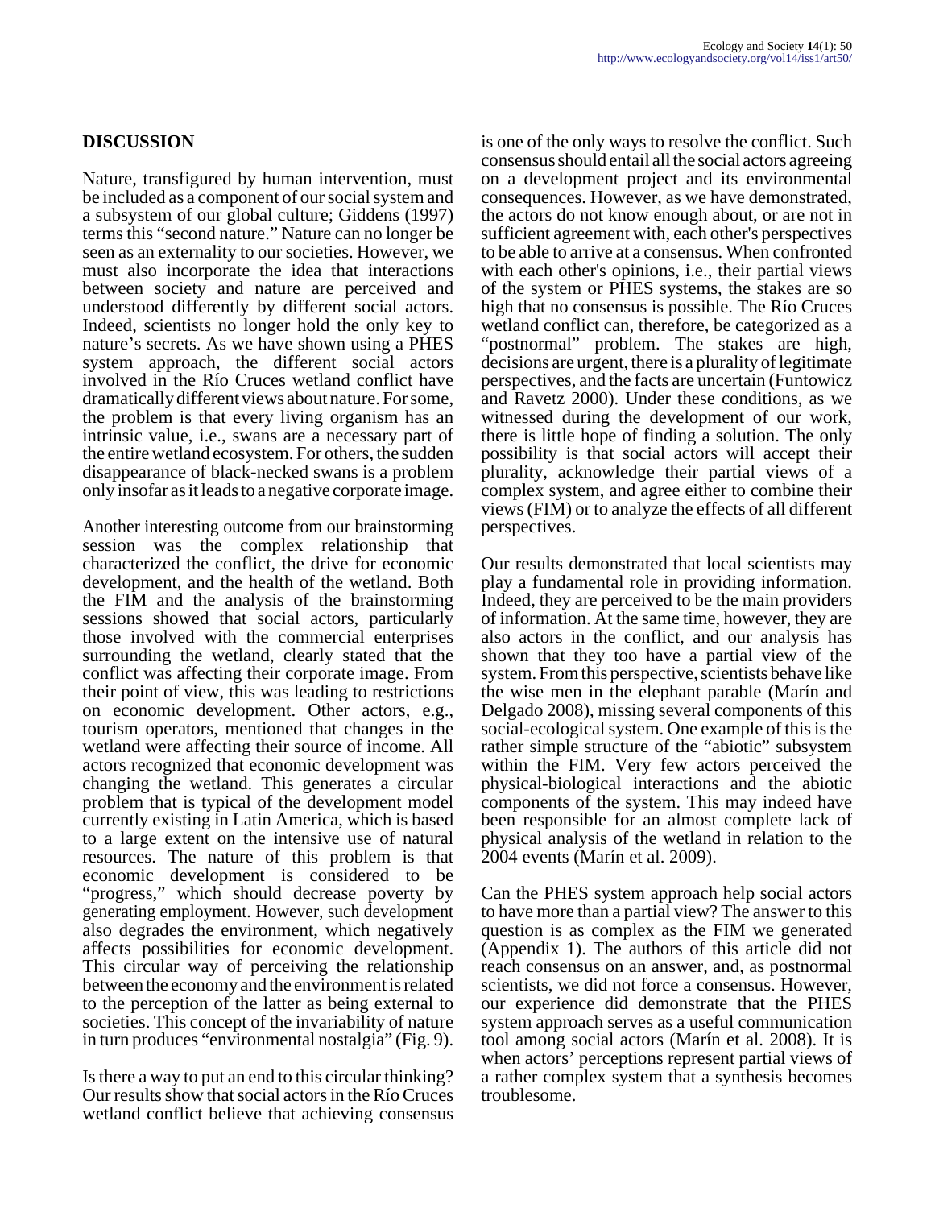## DISCUSSION

Nature, transfigured by human intervention, must be included as a component of our social system and a subsystem of our global culture; Giddens (1997) terms this "second nature." Nature can no longer be seen as an externality to our societies. However, we must also incorporate the idea that interactions between society and nature are perceived and understood differently by different social actors. Indeed, scientists no longer hold the only key to nature's secrets. As we have shown using a PHES system approach, the different social actors involved in the Río Cruces wetland conflict have dramatically different views about nature. For some, the problem is that every living organism has an intrinsic value, i.e., swans are a necessary part of the entire wetland ecosystem. For others, the sudden disappearance of black-necked swans is a problem only insofar as it leads to a negative corporate image.

Another interesting outcome from our brainstorming session was the complex relationship that characterized the conflict, the drive for economic development, and the health of the wetland. Both the FIM and the analysis of the brainstorming sessions showed that social actors, particularly those involved with the commercial enterprises surrounding the wetland, clearly stated that the conflict was affecting their corporate image. From their point of view, this was leading to restrictions on economic development. Other actors, e.g., tourism operators, mentioned that changes in the wetland were affecting their source of income. All actors recognized that economic development was changing the wetland. This generates a circular problem that is typical of the development model currently existing in Latin America, which is based to a large extent on the intensive use of natural resources. The nature of this problem is that economic development is considered to be "progress," which should decrease poverty by generating employment. However, such development also degrades the environment, which negatively affects possibilities for economic development. This circular way of perceiving the relationship between the economy and the environment is related to the perception of the latter as being external to societies. This concept of the invariability of nature in turn produces "environmental nostalgia" (Fig. 9).

Is there a way to put an end to this circular thinking? Our results show that social actors in the Río Cruces wetland conflict believe that achieving consensus is one of the only ways to resolve the conflict. Such consensus should entail all the social actors agreeing on a development project and its environmental consequences. However, as we have demonstrated, the actors do not know enough about, or are not in sufficient agreement with, each other's perspectives to be able to arrive at a consensus. When confronted with each other's opinions, i.e., their partial views of the system or PHES systems, the stakes are so high that no consensus is possible. The Río Cruces wetland conflict can, therefore, be categorized as a "postnormal" problem. The stakes are high, decisions are urgent, there is a plurality of legitimate perspectives, and the facts are uncertain (Funtowicz and Ravetz 2000). Under these conditions, as we witnessed during the development of our work, there is little hope of finding a solution. The only possibility is that social actors will accept their plurality, acknowledge their partial views of a complex system, and agree either to combine their views (FIM) or to analyze the effects of all different perspectives.

Our results demonstrated that local scientists may play a fundamental role in providing information. Indeed, they are perceived to be the main providers of information. At the same time, however, they are also actors in the conflict, and our analysis has shown that they too have a partial view of the system. From this perspective, scientists behave like the wise men in the elephant parable (Marín and Delgado 2008), missing several components of this social-ecological system. One example of this is the rather simple structure of the "abiotic" subsystem within the FIM. Very few actors perceived the physical-biological interactions and the abiotic components of the system. This may indeed have been responsible for an almost complete lack of physical analysis of the wetland in relation to the 2004 events (Marín et al. 2009).

Can the PHES system approach help social actors to have more than a partial view? The answer to this question is as complex as the FIM we generated (Appendix 1). The authors of this article did not reach consensus on an answer, and, as postnormal scientists, we did not force a consensus. However, our experience did demonstrate that the PHES system approach serves as a useful communication tool among social actors (Marín et al. 2008). It is when actors' perceptions represent partial views of a rather complex system that a synthesis becomes troublesome.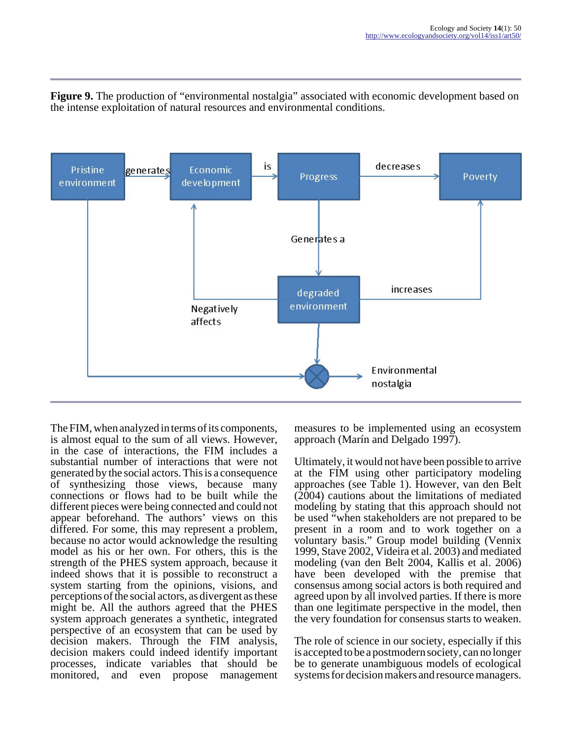**Figure 9.** The production of "environmental nostalgia" associated with economic development based on the intense exploitation of natural resources and environmental conditions.

The FIM, when analyzed in terms of its components, is almost equal to the sum of all views. However, in the case of interactions, the FIM includes a substantial number of interactions that were not generated by the social actors. This is a consequence of synthesizing those views, because many connections or flows had to be built while the different pieces were being connected and could not appear beforehand. The authors' views on this differed. For some, this may represent a problem, because no actor would acknowledge the resulting model as his or her own. For others, this is the strength of the PHES system approach, because it indeed shows that it is possible to reconstruct a system starting from the opinions, visions, and perceptions of the social actors, as divergent as these might be. All the authors agreed that the PHES system approach generates a synthetic, integrated perspective of an ecosystem that can be used by decision makers. Through the FIM analysis, decision makers could indeed identify important processes, indicate variables that should be monitored, and even propose management measures to be implemented using an ecosystem approach (Marín and Delgado 1997).

Ultimately, it would not have been possible to arrive at the FIM using other participatory modeling approaches (see Table 1). However, van den Belt (2004) cautions about the limitations of mediated modeling by stating that this approach should not be used "when stakeholders are not prepared to be present in a room and to work together on a voluntary basis." Group model building (Vennix 1999, Stave 2002, Videira et al. 2003) and mediated modeling (van den Belt 2004, Kallis et al. 2006) have been developed with the premise that consensus among social actors is both required and agreed upon by all involved parties. If there is more than one legitimate perspective in the model, then the very foundation for consensus starts to weaken.

The role of science in our society, especially if this is accepted to be a postmodern society, can no longer be to generate unambiguous models of ecological systems for decision makers and resource managers.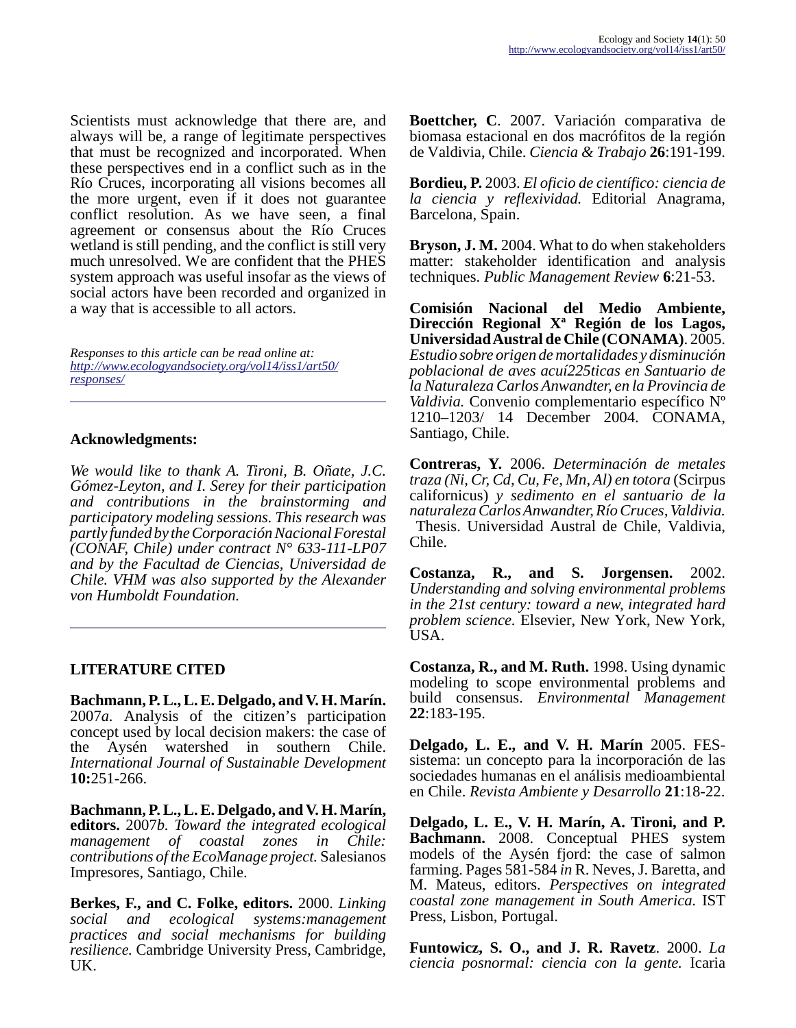Scientists must acknowledge that there are, and always will be, a range of legitimate perspectives that must be recognized and incorporated. When these perspectives end in a conflict such as in the Río Cruces, incorporating all visions becomes all the more urgent, even if it does not guarantee conflict resolution. As we have seen, a final agreement or consensus about the Río Cruces wetland is still pending, and the conflict is still very much unresolved. We are confident that the PHES system approach was useful insofar as the views of social actors have been recorded and organized in a way that is accessible to all actors.

*Responses to this article can be read online at:*
*http://www.ecologyandsociety.org/vol14/iss1/art50/responses/*

---

## Acknowledgments:

*We would like to thank A. Tironi, B. Oñate, J.C. Gómez-Leyton, and I. Serey for their participation and contributions in the brainstorming and participatory modeling sessions. This research was partly funded by the Corporación Nacional Forestal (CONAF, Chile) under contract N° 633-111-LP07 and by the Facultad de Ciencias, Universidad de Chile. VHM was also supported by the Alexander von Humboldt Foundation.*

---

## LITERATURE CITED

**Bachmann, P. L., L. E. Delgado, and V. H. Marín.** 2007*a*. Analysis of the citizen's participation concept used by local decision makers: the case of the Aysén watershed in southern Chile. *International Journal of Sustainable Development* **10:**251-266.

**Bachmann, P. L., L. E. Delgado, and V. H. Marín, editors.** 2007*b*. *Toward the integrated ecological management of coastal zones in Chile: contributions of the EcoManage project.* Salesianos Impresores, Santiago, Chile.

**Berkes, F., and C. Folke, editors.** 2000. *Linking social and ecological systems:management practices and social mechanisms for building resilience.* Cambridge University Press, Cambridge, UK.

**Boettcher, C**. 2007. Variación comparativa de biomasa estacional en dos macrófitos de la región de Valdivia, Chile. *Ciencia & Trabajo* **26**:191-199.

**Bordieu, P.** 2003. *El oficio de científico: ciencia de la ciencia y reflexividad.* Editorial Anagrama, Barcelona, Spain.

**Bryson, J. M.** 2004. What to do when stakeholders matter: stakeholder identification and analysis techniques. *Public Management Review* **6**:21-53.

**Comisión Nacional del Medio Ambiente, Dirección Regional Xª Región de los Lagos, Universidad Austral de Chile (CONAMA)**. 2005. *Estudio sobre origen de mortalidades y disminución poblacional de aves acuí225ticas en Santuario de la Naturaleza Carlos Anwandter, en la Provincia de Valdivia.* Convenio complementario específico Nº 1210–1203/ 14 December 2004. CONAMA, Santiago, Chile.

**Contreras, Y.** 2006. *Determinación de metales traza (Ni, Cr, Cd, Cu, Fe, Mn, Al) en totora* (Scirpus californicus) *y sedimento en el santuario de la naturaleza Carlos Anwandter, Río Cruces, Valdivia.* Thesis. Universidad Austral de Chile, Valdivia, Chile.

**Costanza, R., and S. Jorgensen.** 2002. *Understanding and solving environmental problems in the 21st century: toward a new, integrated hard problem science.* Elsevier, New York, New York, USA.

**Costanza, R., and M. Ruth.** 1998. Using dynamic modeling to scope environmental problems and build consensus. *Environmental Management* **22**:183-195.

**Delgado, L. E., and V. H. Marín** 2005. FES-sistema: un concepto para la incorporación de las sociedades humanas en el análisis medioambiental en Chile. *Revista Ambiente y Desarrollo* **21**:18-22.

**Delgado, L. E., V. H. Marín, A. Tironi, and P. Bachmann.** 2008. Conceptual PHES system models of the Aysén fjord: the case of salmon farming. Pages 581-584 *in* R. Neves, J. Baretta, and M. Mateus, editors. *Perspectives on integrated coastal zone management in South America.* IST Press, Lisbon, Portugal.

**Funtowicz, S. O., and J. R. Ravetz**. 2000. *La ciencia posnormal: ciencia con la gente.* Icaria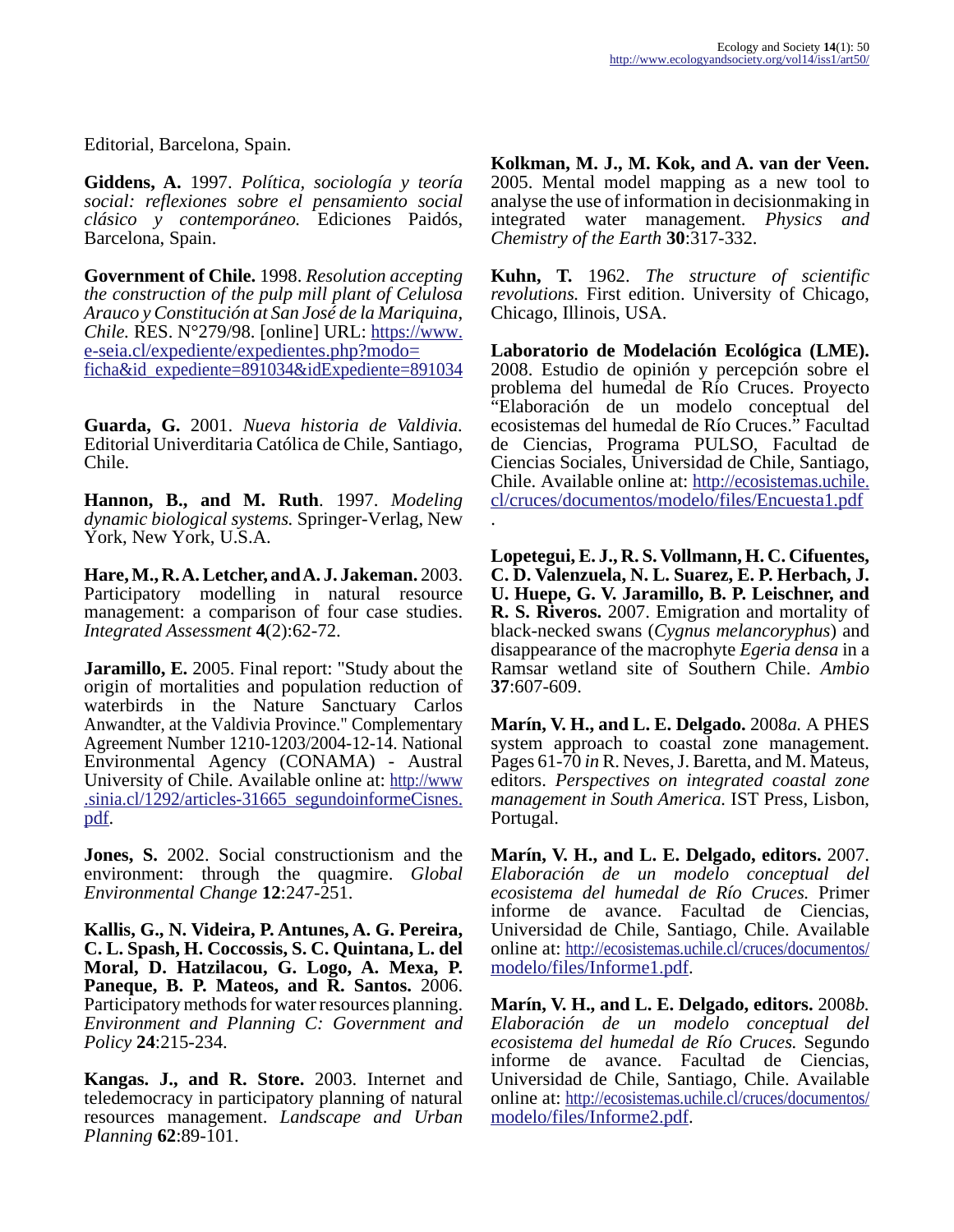Editorial, Barcelona, Spain.

**Giddens, A.** 1997. *Política, sociología y teoría social: reflexiones sobre el pensamiento social clásico y contemporáneo.* Ediciones Paidós, Barcelona, Spain.

**Government of Chile.** 1998. *Resolution accepting the construction of the pulp mill plant of Celulosa Arauco y Constitución at San José de la Mariquina, Chile.* RES. N°279/98. [online] URL: https://www.e-seia.cl/expediente/expedientes.php?modo=ficha&id_expediente=891034&idExpediente=891034

**Guarda, G.** 2001. *Nueva historia de Valdivia.* Editorial Univerditaria Católica de Chile, Santiago, Chile.

**Hannon, B., and M. Ruth**. 1997. *Modeling dynamic biological systems.* Springer-Verlag, New York, New York, U.S.A.

**Hare, M., R. A. Letcher, and A. J. Jakeman.** 2003. Participatory modelling in natural resource management: a comparison of four case studies. *Integrated Assessment* **4**(2):62-72.

**Jaramillo, E.** 2005. Final report: "Study about the origin of mortalities and population reduction of waterbirds in the Nature Sanctuary Carlos Anwandter, at the Valdivia Province." Complementary Agreement Number 1210-1203/2004-12-14. National Environmental Agency (CONAMA) - Austral University of Chile. Available online at: http://www.sinia.cl/1292/articles-31665_segundoinformeCisnes.pdf.

**Jones, S.** 2002. Social constructionism and the environment: through the quagmire. *Global Environmental Change* **12**:247-251.

**Kallis, G., N. Videira, P. Antunes, A. G. Pereira, C. L. Spash, H. Coccossis, S. C. Quintana, L. del Moral, D. Hatzilacou, G. Logo, A. Mexa, P. Paneque, B. P. Mateos, and R. Santos.** 2006. Participatory methods for water resources planning. *Environment and Planning C: Government and Policy* **24**:215-234.

**Kangas. J., and R. Store.** 2003. Internet and teledemocracy in participatory planning of natural resources management. *Landscape and Urban Planning* **62**:89-101.

**Kolkman, M. J., M. Kok, and A. van der Veen.** 2005. Mental model mapping as a new tool to analyse the use of information in decisionmaking in integrated water management. *Physics and Chemistry of the Earth* **30**:317-332.

**Kuhn, T.** 1962. *The structure of scientific revolutions.* First edition. University of Chicago, Chicago, Illinois, USA.

**Laboratorio de Modelación Ecológica (LME).** 2008. Estudio de opinión y percepción sobre el problema del humedal de Río Cruces. Proyecto "Elaboración de un modelo conceptual del ecosistemas del humedal de Río Cruces." Facultad de Ciencias, Programa PULSO, Facultad de Ciencias Sociales, Universidad de Chile, Santiago, Chile. Available online at: http://ecosistemas.uchile.cl/cruces/documentos/modelo/files/Encuesta1.pdf .

**Lopetegui, E. J., R. S. Vollmann, H. C. Cifuentes, C. D. Valenzuela, N. L. Suarez, E. P. Herbach, J. U. Huepe, G. V. Jaramillo, B. P. Leischner, and R. S. Riveros.** 2007. Emigration and mortality of black-necked swans (*Cygnus melancoryphus*) and disappearance of the macrophyte *Egeria densa* in a Ramsar wetland site of Southern Chile. *Ambio* **37**:607-609.

**Marín, V. H., and L. E. Delgado.** 2008*a.* A PHES system approach to coastal zone management. Pages 61-70 *in* R. Neves, J. Baretta, and M. Mateus, editors. *Perspectives on integrated coastal zone management in South America.* IST Press, Lisbon, Portugal.

**Marín, V. H., and L. E. Delgado, editors.** 2007. *Elaboración de un modelo conceptual del ecosistema del humedal de Río Cruces.* Primer informe de avance. Facultad de Ciencias, Universidad de Chile, Santiago, Chile. Available online at: http://ecosistemas.uchile.cl/cruces/documentos/modelo/files/Informe1.pdf.

**Marín, V. H., and L. E. Delgado, editors.** 2008*b.* *Elaboración de un modelo conceptual del ecosistema del humedal de Río Cruces.* Segundo informe de avance. Facultad de Ciencias, Universidad de Chile, Santiago, Chile. Available online at: http://ecosistemas.uchile.cl/cruces/documentos/modelo/files/Informe2.pdf.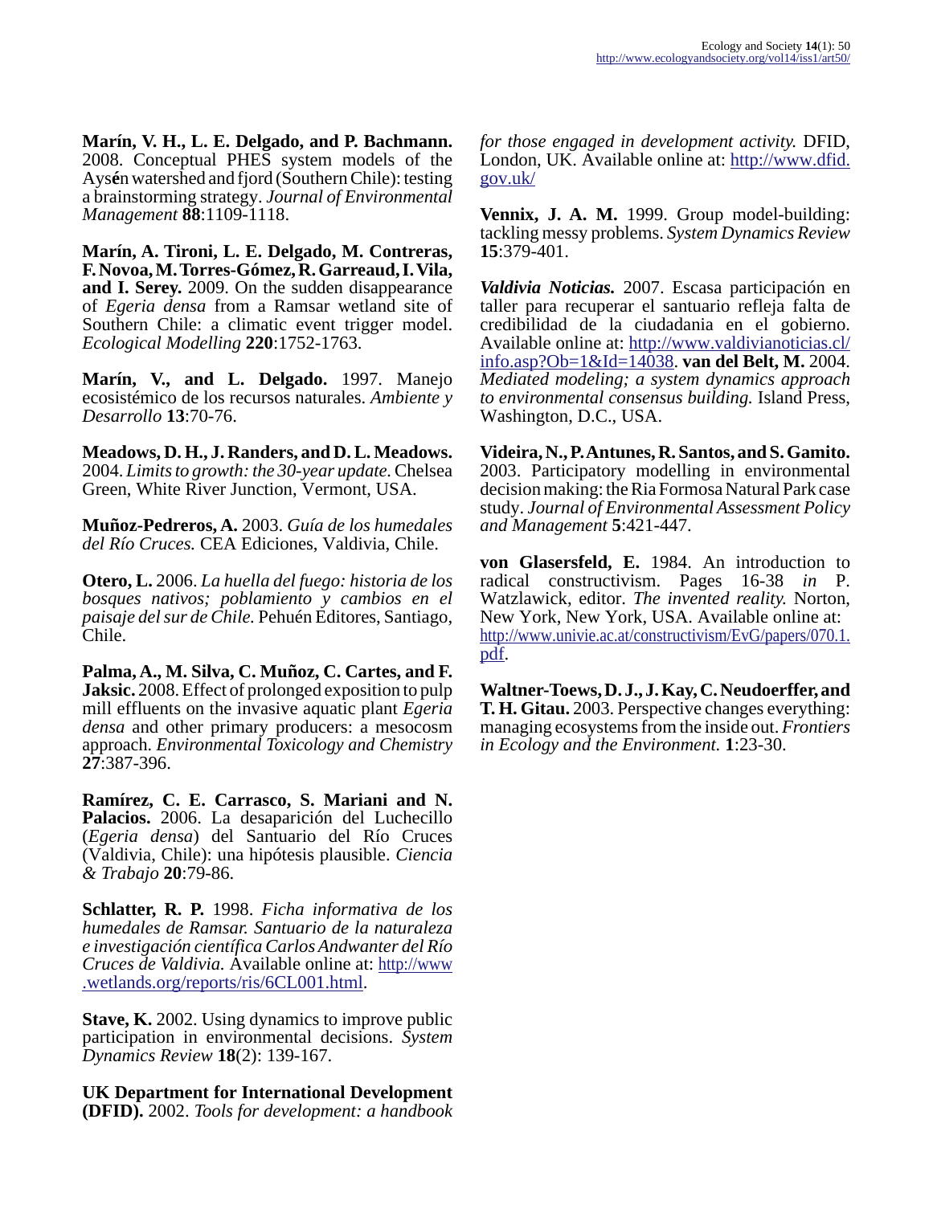**Marín, V. H., L. E. Delgado, and P. Bachmann.** 2008. Conceptual PHES system models of the Aysén watershed and fjord (Southern Chile): testing a brainstorming strategy. *Journal of Environmental Management* **88**:1109-1118.

**Marín, A. Tironi, L. E. Delgado, M. Contreras, F. Novoa, M. Torres-Gómez, R. Garreaud, I. Vila, and I. Serey.** 2009. On the sudden disappearance of *Egeria densa* from a Ramsar wetland site of Southern Chile: a climatic event trigger model. *Ecological Modelling* **220**:1752-1763.

**Marín, V., and L. Delgado.** 1997. Manejo ecosistémico de los recursos naturales. *Ambiente y Desarrollo* **13**:70-76.

**Meadows, D. H., J. Randers, and D. L. Meadows.** 2004. *Limits to growth: the 30-year update.* Chelsea Green, White River Junction, Vermont, USA.

**Muñoz-Pedreros, A.** 2003. *Guía de los humedales del Río Cruces.* CEA Ediciones, Valdivia, Chile.

**Otero, L.** 2006. *La huella del fuego: historia de los bosques nativos; poblamiento y cambios en el paisaje del sur de Chile.* Pehuén Editores, Santiago, Chile.

**Palma, A., M. Silva, C. Muñoz, C. Cartes, and F. Jaksic.** 2008. Effect of prolonged exposition to pulp mill effluents on the invasive aquatic plant *Egeria densa* and other primary producers: a mesocosm approach. *Environmental Toxicology and Chemistry* **27**:387-396.

**Ramírez, C. E. Carrasco, S. Mariani and N. Palacios.** 2006. La desaparición del Luchecillo (*Egeria densa*) del Santuario del Río Cruces (Valdivia, Chile): una hipótesis plausible. *Ciencia & Trabajo* **20**:79-86.

**Schlatter, R. P.** 1998. *Ficha informativa de los humedales de Ramsar. Santuario de la naturaleza e investigación científica Carlos Andwanter del Río Cruces de Valdivia.* Available online at: http://www.wetlands.org/reports/ris/6CL001.html.

**Stave, K.** 2002. Using dynamics to improve public participation in environmental decisions. *System Dynamics Review* **18**(2): 139-167.

**UK Department for International Development (DFID).** 2002. *Tools for development: a handbook for those engaged in development activity.* DFID, London, UK. Available online at: http://www.dfid.gov.uk/

**Vennix, J. A. M.** 1999. Group model-building: tackling messy problems. *System Dynamics Review* **15**:379-401.

***Valdivia Noticias.*** 2007. Escasa participación en taller para recuperar el santuario refleja falta de credibilidad de la ciudadania en el gobierno. Available online at: http://www.valdivianoticias.cl/info.asp?Ob=1&Id=14038. **van del Belt, M.** 2004. *Mediated modeling; a system dynamics approach to environmental consensus building.* Island Press, Washington, D.C., USA.

**Videira, N., P. Antunes, R. Santos, and S. Gamito.** 2003. Participatory modelling in environmental decision making: the Ria Formosa Natural Park case study. *Journal of Environmental Assessment Policy and Management* **5**:421-447.

**von Glasersfeld, E.** 1984. An introduction to radical constructivism. Pages 16-38 *in* P. Watzlawick, editor. *The invented reality.* Norton, New York, New York, USA. Available online at: http://www.univie.ac.at/constructivism/EvG/papers/070.1.pdf.

**Waltner-Toews, D. J., J. Kay, C. Neudoerffer, and T. H. Gitau.** 2003. Perspective changes everything: managing ecosystems from the inside out. *Frontiers in Ecology and the Environment.* **1**:23-30.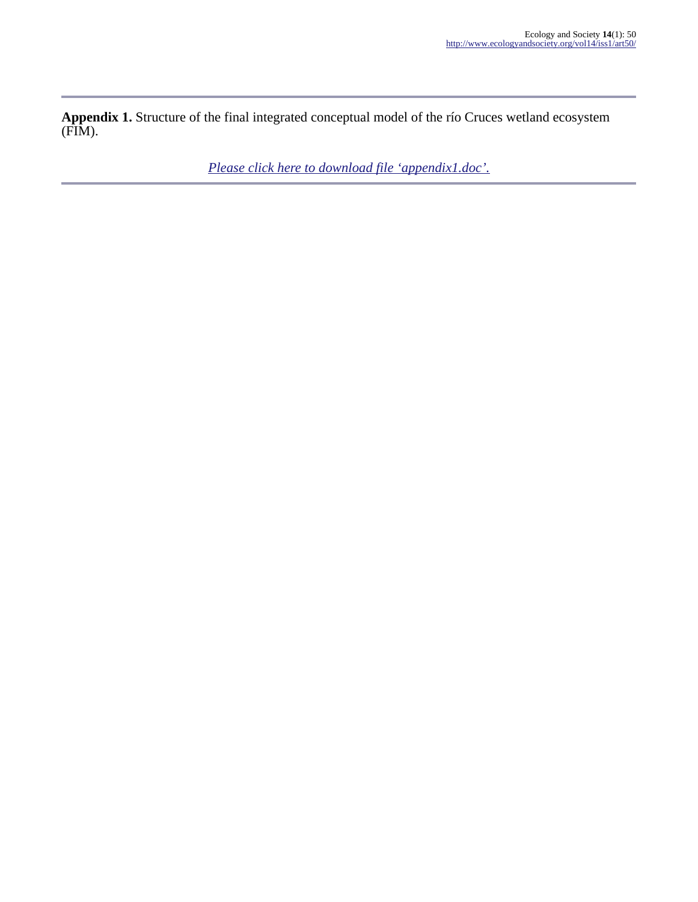**Appendix 1.** Structure of the final integrated conceptual model of the río Cruces wetland ecosystem (FIM).

*Please click here to download file 'appendix1.doc'.*